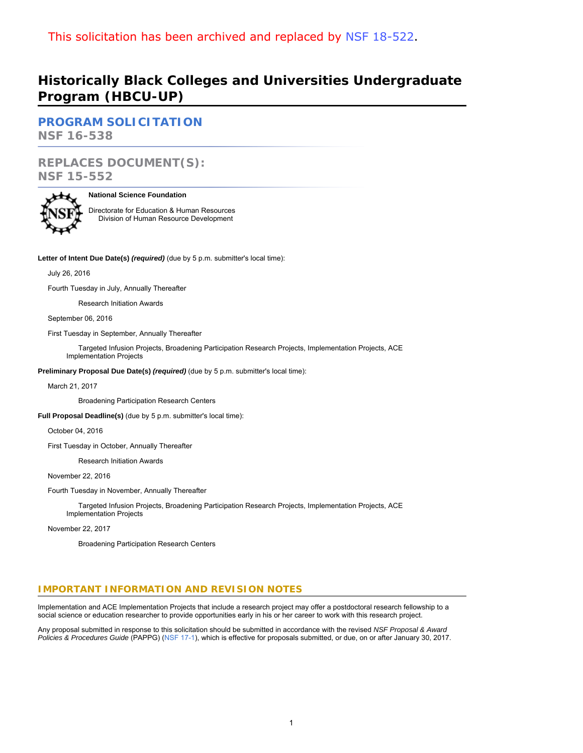This solicitation has been archived and replaced by NSF 18-522.

# Historically Black Colleges and Universities Undergraduate Program (HBCU-UP)

## PROGRAM SOLICITATION

**NSF 16-538**

## REPLACES DOCUMENT(S):

**NSF 15-552**

**National Science Foundation**

Directorate for Education & Human Resources
Division of Human Resource Development

**Letter of Intent Due Date(s)** ***(required)*** (due by 5 p.m. submitter's local time):

July 26, 2016

Fourth Tuesday in July, Annually Thereafter

Research Initiation Awards

September 06, 2016

First Tuesday in September, Annually Thereafter

Targeted Infusion Projects, Broadening Participation Research Projects, Implementation Projects, ACE Implementation Projects

**Preliminary Proposal Due Date(s)** ***(required)*** (due by 5 p.m. submitter's local time):

March 21, 2017

Broadening Participation Research Centers

**Full Proposal Deadline(s)** (due by 5 p.m. submitter's local time):

October 04, 2016

First Tuesday in October, Annually Thereafter

Research Initiation Awards

November 22, 2016

Fourth Tuesday in November, Annually Thereafter

Targeted Infusion Projects, Broadening Participation Research Projects, Implementation Projects, ACE Implementation Projects

November 22, 2017

Broadening Participation Research Centers

## IMPORTANT INFORMATION AND REVISION NOTES

Implementation and ACE Implementation Projects that include a research project may offer a postdoctoral research fellowship to a social science or education researcher to provide opportunities early in his or her career to work with this research project.

Any proposal submitted in response to this solicitation should be submitted in accordance with the revised *NSF Proposal & Award Policies & Procedures Guide* (PAPPG) (NSF 17-1), which is effective for proposals submitted, or due, on or after January 30, 2017.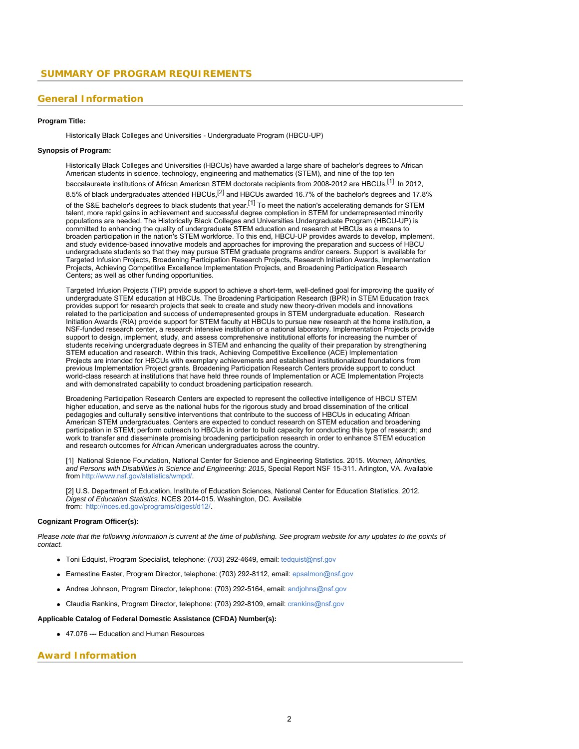## SUMMARY OF PROGRAM REQUIREMENTS

### General Information

**Program Title:**

Historically Black Colleges and Universities - Undergraduate Program (HBCU-UP)

**Synopsis of Program:**

Historically Black Colleges and Universities (HBCUs) have awarded a large share of bachelor's degrees to African American students in science, technology, engineering and mathematics (STEM), and nine of the top ten baccalaureate institutions of African American STEM doctorate recipients from 2008-2012 are HBCUs.[1] In 2012, 8.5% of black undergraduates attended HBCUs,[2] and HBCUs awarded 16.7% of the bachelor's degrees and 17.8% of the S&E bachelor's degrees to black students that year.[1] To meet the nation's accelerating demands for STEM talent, more rapid gains in achievement and successful degree completion in STEM for underrepresented minority populations are needed. The Historically Black Colleges and Universities Undergraduate Program (HBCU-UP) is committed to enhancing the quality of undergraduate STEM education and research at HBCUs as a means to broaden participation in the nation's STEM workforce. To this end, HBCU-UP provides awards to develop, implement, and study evidence-based innovative models and approaches for improving the preparation and success of HBCU undergraduate students so that they may pursue STEM graduate programs and/or careers. Support is available for Targeted Infusion Projects, Broadening Participation Research Projects, Research Initiation Awards, Implementation Projects, Achieving Competitive Excellence Implementation Projects, and Broadening Participation Research Centers; as well as other funding opportunities.

Targeted Infusion Projects (TIP) provide support to achieve a short-term, well-defined goal for improving the quality of undergraduate STEM education at HBCUs. The Broadening Participation Research (BPR) in STEM Education track provides support for research projects that seek to create and study new theory-driven models and innovations related to the participation and success of underrepresented groups in STEM undergraduate education. Research Initiation Awards (RIA) provide support for STEM faculty at HBCUs to pursue new research at the home institution, a NSF-funded research center, a research intensive institution or a national laboratory. Implementation Projects provide support to design, implement, study, and assess comprehensive institutional efforts for increasing the number of students receiving undergraduate degrees in STEM and enhancing the quality of their preparation by strengthening STEM education and research. Within this track, Achieving Competitive Excellence (ACE) Implementation Projects are intended for HBCUs with exemplary achievements and established institutionalized foundations from previous Implementation Project grants. Broadening Participation Research Centers provide support to conduct world-class research at institutions that have held three rounds of Implementation or ACE Implementation Projects and with demonstrated capability to conduct broadening participation research.

Broadening Participation Research Centers are expected to represent the collective intelligence of HBCU STEM higher education, and serve as the national hubs for the rigorous study and broad dissemination of the critical pedagogies and culturally sensitive interventions that contribute to the success of HBCUs in educating African American STEM undergraduates. Centers are expected to conduct research on STEM education and broadening participation in STEM; perform outreach to HBCUs in order to build capacity for conducting this type of research; and work to transfer and disseminate promising broadening participation research in order to enhance STEM education and research outcomes for African American undergraduates across the country.

[1] National Science Foundation, National Center for Science and Engineering Statistics. 2015. *Women, Minorities, and Persons with Disabilities in Science and Engineering: 2015*, Special Report NSF 15-311. Arlington, VA. Available from http://www.nsf.gov/statistics/wmpd/.

[2] U.S. Department of Education, Institute of Education Sciences, National Center for Education Statistics. 2012. *Digest of Education Statistics*. NCES 2014-015. Washington, DC. Available from: http://nces.ed.gov/programs/digest/d12/.

**Cognizant Program Officer(s):**

*Please note that the following information is current at the time of publishing. See program website for any updates to the points of contact.*

- Toni Edquist, Program Specialist, telephone: (703) 292-4649, email: tedquist@nsf.gov
- Earnestine Easter, Program Director, telephone: (703) 292-8112, email: epsalmon@nsf.gov
- Andrea Johnson, Program Director, telephone: (703) 292-5164, email: andjohns@nsf.gov
- Claudia Rankins, Program Director, telephone: (703) 292-8109, email: crankins@nsf.gov

**Applicable Catalog of Federal Domestic Assistance (CFDA) Number(s):**

- 47.076 --- Education and Human Resources

### Award Information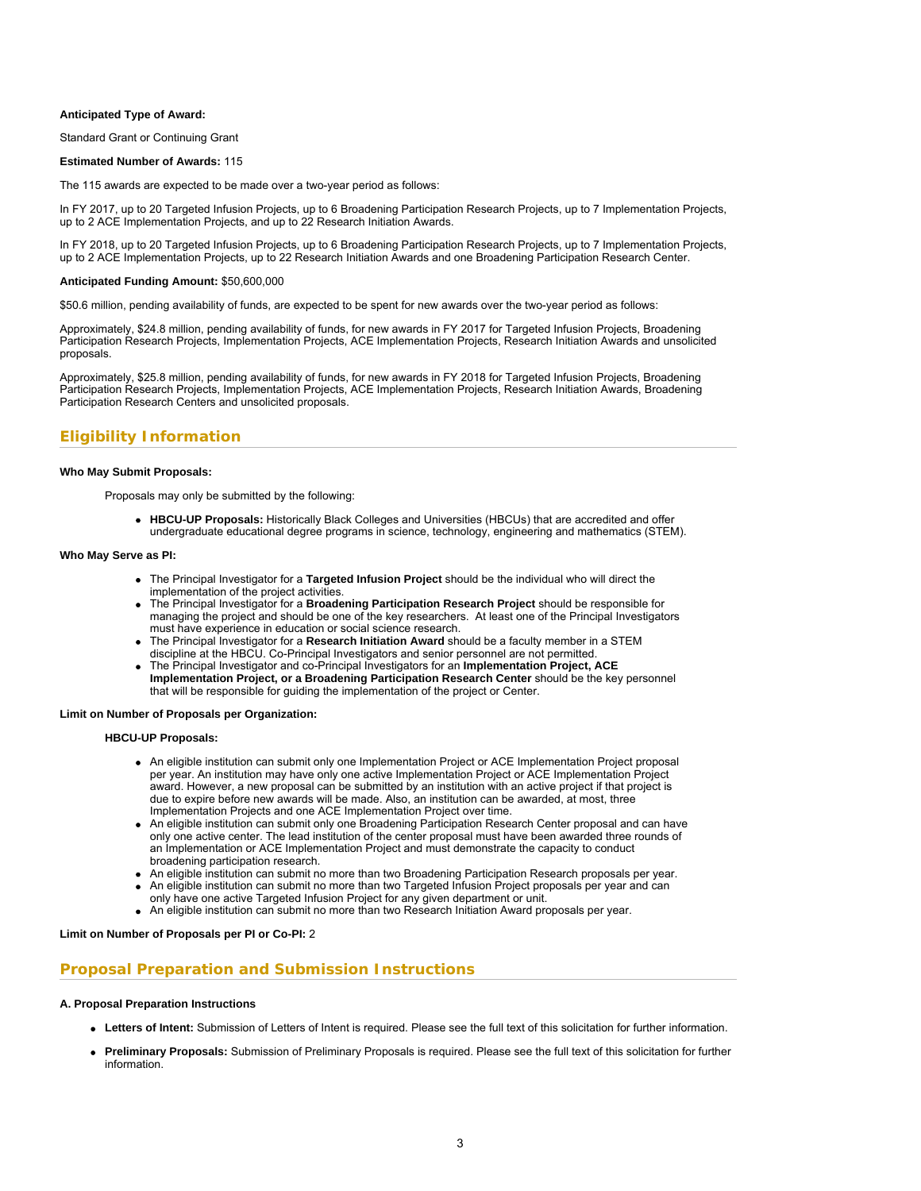**Anticipated Type of Award:**

Standard Grant or Continuing Grant

**Estimated Number of Awards:** 115

The 115 awards are expected to be made over a two-year period as follows:

In FY 2017, up to 20 Targeted Infusion Projects, up to 6 Broadening Participation Research Projects, up to 7 Implementation Projects, up to 2 ACE Implementation Projects, and up to 22 Research Initiation Awards.

In FY 2018, up to 20 Targeted Infusion Projects, up to 6 Broadening Participation Research Projects, up to 7 Implementation Projects, up to 2 ACE Implementation Projects, up to 22 Research Initiation Awards and one Broadening Participation Research Center.

**Anticipated Funding Amount:** $50,600,000

$50.6 million, pending availability of funds, are expected to be spent for new awards over the two-year period as follows:

Approximately, $24.8 million, pending availability of funds, for new awards in FY 2017 for Targeted Infusion Projects, Broadening Participation Research Projects, Implementation Projects, ACE Implementation Projects, Research Initiation Awards and unsolicited proposals.

Approximately, $25.8 million, pending availability of funds, for new awards in FY 2018 for Targeted Infusion Projects, Broadening Participation Research Projects, Implementation Projects, ACE Implementation Projects, Research Initiation Awards, Broadening Participation Research Centers and unsolicited proposals.

## Eligibility Information

**Who May Submit Proposals:**

Proposals may only be submitted by the following:

- **HBCU-UP Proposals:** Historically Black Colleges and Universities (HBCUs) that are accredited and offer undergraduate educational degree programs in science, technology, engineering and mathematics (STEM).

**Who May Serve as PI:**

- The Principal Investigator for a **Targeted Infusion Project** should be the individual who will direct the implementation of the project activities.
- The Principal Investigator for a **Broadening Participation Research Project** should be responsible for managing the project and should be one of the key researchers. At least one of the Principal Investigators must have experience in education or social science research.
- The Principal Investigator for a **Research Initiation Award** should be a faculty member in a STEM discipline at the HBCU. Co-Principal Investigators and senior personnel are not permitted.
- The Principal Investigator and co-Principal Investigators for an **Implementation Project, ACE Implementation Project, or a Broadening Participation Research Center** should be the key personnel that will be responsible for guiding the implementation of the project or Center.

**Limit on Number of Proposals per Organization:**

**HBCU-UP Proposals:**

- An eligible institution can submit only one Implementation Project or ACE Implementation Project proposal per year. An institution may have only one active Implementation Project or ACE Implementation Project award. However, a new proposal can be submitted by an institution with an active project if that project is due to expire before new awards will be made. Also, an institution can be awarded, at most, three Implementation Projects and one ACE Implementation Project over time.
- An eligible institution can submit only one Broadening Participation Research Center proposal and can have only one active center. The lead institution of the center proposal must have been awarded three rounds of an Implementation or ACE Implementation Project and must demonstrate the capacity to conduct broadening participation research.
- An eligible institution can submit no more than two Broadening Participation Research proposals per year.
- An eligible institution can submit no more than two Targeted Infusion Project proposals per year and can only have one active Targeted Infusion Project for any given department or unit.
- An eligible institution can submit no more than two Research Initiation Award proposals per year.

**Limit on Number of Proposals per PI or Co-PI:** 2

## Proposal Preparation and Submission Instructions

**A. Proposal Preparation Instructions**

- **Letters of Intent:** Submission of Letters of Intent is required. Please see the full text of this solicitation for further information.
- **Preliminary Proposals:** Submission of Preliminary Proposals is required. Please see the full text of this solicitation for further information.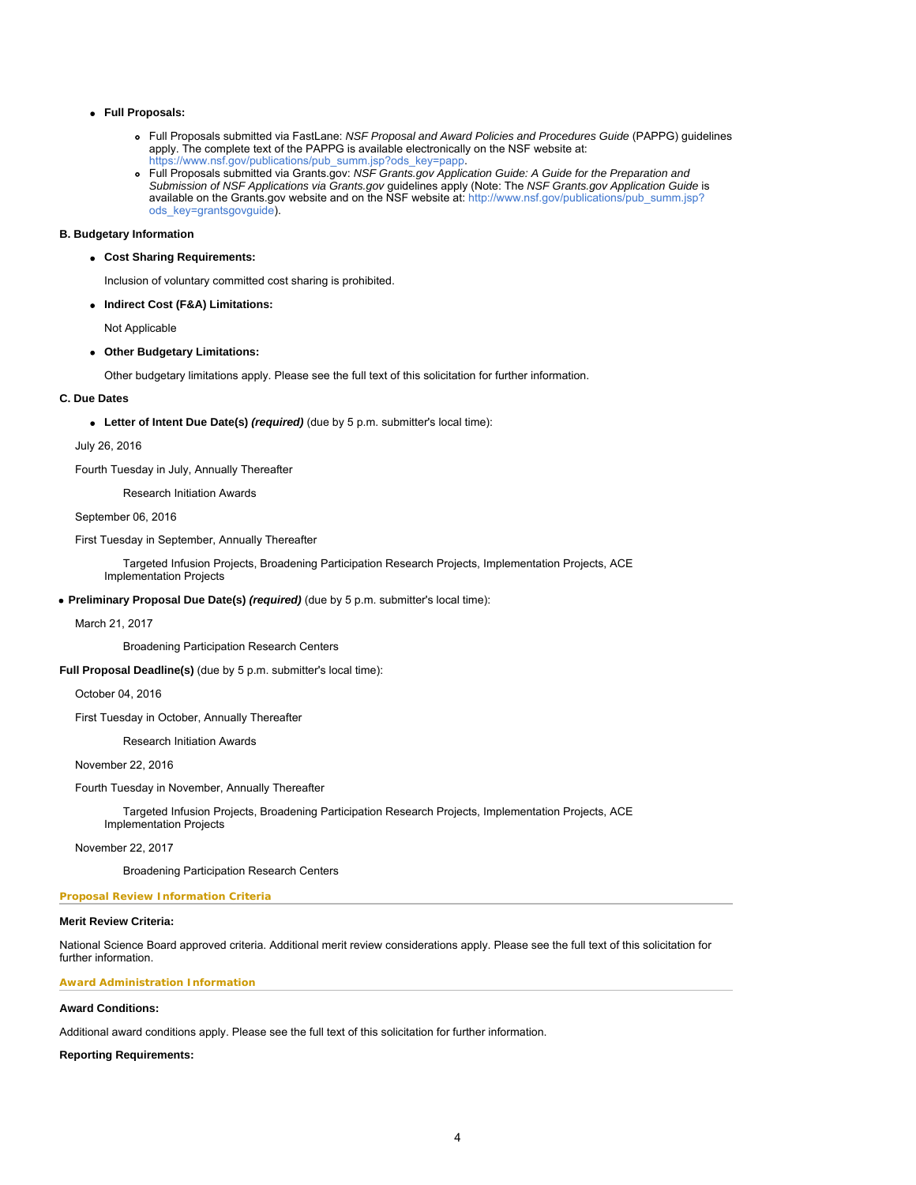- **Full Proposals:**
  - Full Proposals submitted via FastLane: *NSF Proposal and Award Policies and Procedures Guide* (PAPPG) guidelines apply. The complete text of the PAPPG is available electronically on the NSF website at: https://www.nsf.gov/publications/pub_summ.jsp?ods_key=papp.
  - Full Proposals submitted via Grants.gov: *NSF Grants.gov Application Guide: A Guide for the Preparation and Submission of NSF Applications via Grants.gov* guidelines apply (Note: The *NSF Grants.gov Application Guide* is available on the Grants.gov website and on the NSF website at: http://www.nsf.gov/publications/pub_summ.jsp?ods_key=grantsgovguide).

**B. Budgetary Information**

- **Cost Sharing Requirements:**

  Inclusion of voluntary committed cost sharing is prohibited.

- **Indirect Cost (F&A) Limitations:**

  Not Applicable

- **Other Budgetary Limitations:**

  Other budgetary limitations apply. Please see the full text of this solicitation for further information.

**C. Due Dates**

- **Letter of Intent Due Date(s) *(required)*** (due by 5 p.m. submitter's local time):

  July 26, 2016

  Fourth Tuesday in July, Annually Thereafter

  Research Initiation Awards

  September 06, 2016

  First Tuesday in September, Annually Thereafter

  Targeted Infusion Projects, Broadening Participation Research Projects, Implementation Projects, ACE Implementation Projects

- **Preliminary Proposal Due Date(s) *(required)*** (due by 5 p.m. submitter's local time):

  March 21, 2017

  Broadening Participation Research Centers

**Full Proposal Deadline(s)** (due by 5 p.m. submitter's local time):

October 04, 2016

First Tuesday in October, Annually Thereafter

Research Initiation Awards

November 22, 2016

Fourth Tuesday in November, Annually Thereafter

Targeted Infusion Projects, Broadening Participation Research Projects, Implementation Projects, ACE Implementation Projects

November 22, 2017

Broadening Participation Research Centers

## Proposal Review Information Criteria

**Merit Review Criteria:**

National Science Board approved criteria. Additional merit review considerations apply. Please see the full text of this solicitation for further information.

## Award Administration Information

**Award Conditions:**

Additional award conditions apply. Please see the full text of this solicitation for further information.

**Reporting Requirements:**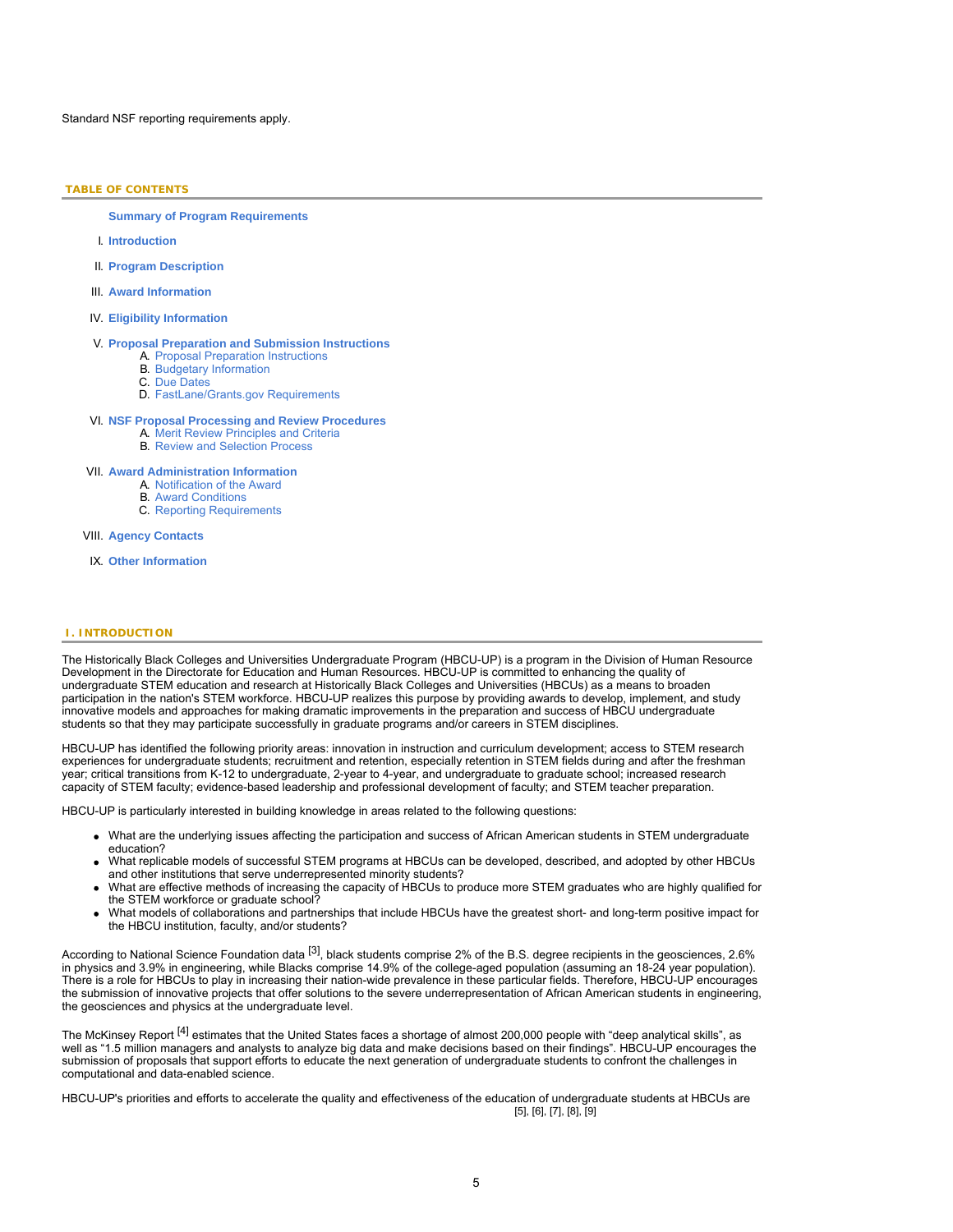Standard NSF reporting requirements apply.

## TABLE OF CONTENTS

**Summary of Program Requirements**

I. **Introduction**

II. **Program Description**

III. **Award Information**

IV. **Eligibility Information**

V. **Proposal Preparation and Submission Instructions**
   A. Proposal Preparation Instructions
   B. Budgetary Information
   C. Due Dates
   D. FastLane/Grants.gov Requirements

VI. **NSF Proposal Processing and Review Procedures**
   A. Merit Review Principles and Criteria
   B. Review and Selection Process

VII. **Award Administration Information**
   A. Notification of the Award
   B. Award Conditions
   C. Reporting Requirements

VIII. **Agency Contacts**

IX. **Other Information**

## I. INTRODUCTION

The Historically Black Colleges and Universities Undergraduate Program (HBCU-UP) is a program in the Division of Human Resource Development in the Directorate for Education and Human Resources. HBCU-UP is committed to enhancing the quality of undergraduate STEM education and research at Historically Black Colleges and Universities (HBCUs) as a means to broaden participation in the nation's STEM workforce. HBCU-UP realizes this purpose by providing awards to develop, implement, and study innovative models and approaches for making dramatic improvements in the preparation and success of HBCU undergraduate students so that they may participate successfully in graduate programs and/or careers in STEM disciplines.

HBCU-UP has identified the following priority areas: innovation in instruction and curriculum development; access to STEM research experiences for undergraduate students; recruitment and retention, especially retention in STEM fields during and after the freshman year; critical transitions from K-12 to undergraduate, 2-year to 4-year, and undergraduate to graduate school; increased research capacity of STEM faculty; evidence-based leadership and professional development of faculty; and STEM teacher preparation.

HBCU-UP is particularly interested in building knowledge in areas related to the following questions:

- What are the underlying issues affecting the participation and success of African American students in STEM undergraduate education?
- What replicable models of successful STEM programs at HBCUs can be developed, described, and adopted by other HBCUs and other institutions that serve underrepresented minority students?
- What are effective methods of increasing the capacity of HBCUs to produce more STEM graduates who are highly qualified for the STEM workforce or graduate school?
- What models of collaborations and partnerships that include HBCUs have the greatest short- and long-term positive impact for the HBCU institution, faculty, and/or students?

According to National Science Foundation data [3], black students comprise 2% of the B.S. degree recipients in the geosciences, 2.6% in physics and 3.9% in engineering, while Blacks comprise 14.9% of the college-aged population (assuming an 18-24 year population). There is a role for HBCUs to play in increasing their nation-wide prevalence in these particular fields. Therefore, HBCU-UP encourages the submission of innovative projects that offer solutions to the severe underrepresentation of African American students in engineering, the geosciences and physics at the undergraduate level.

The McKinsey Report [4] estimates that the United States faces a shortage of almost 200,000 people with “deep analytical skills”, as well as “1.5 million managers and analysts to analyze big data and make decisions based on their findings”. HBCU-UP encourages the submission of proposals that support efforts to educate the next generation of undergraduate students to confront the challenges in computational and data-enabled science.

HBCU-UP's priorities and efforts to accelerate the quality and effectiveness of the education of undergraduate students at HBCUs are [5], [6], [7], [8], [9]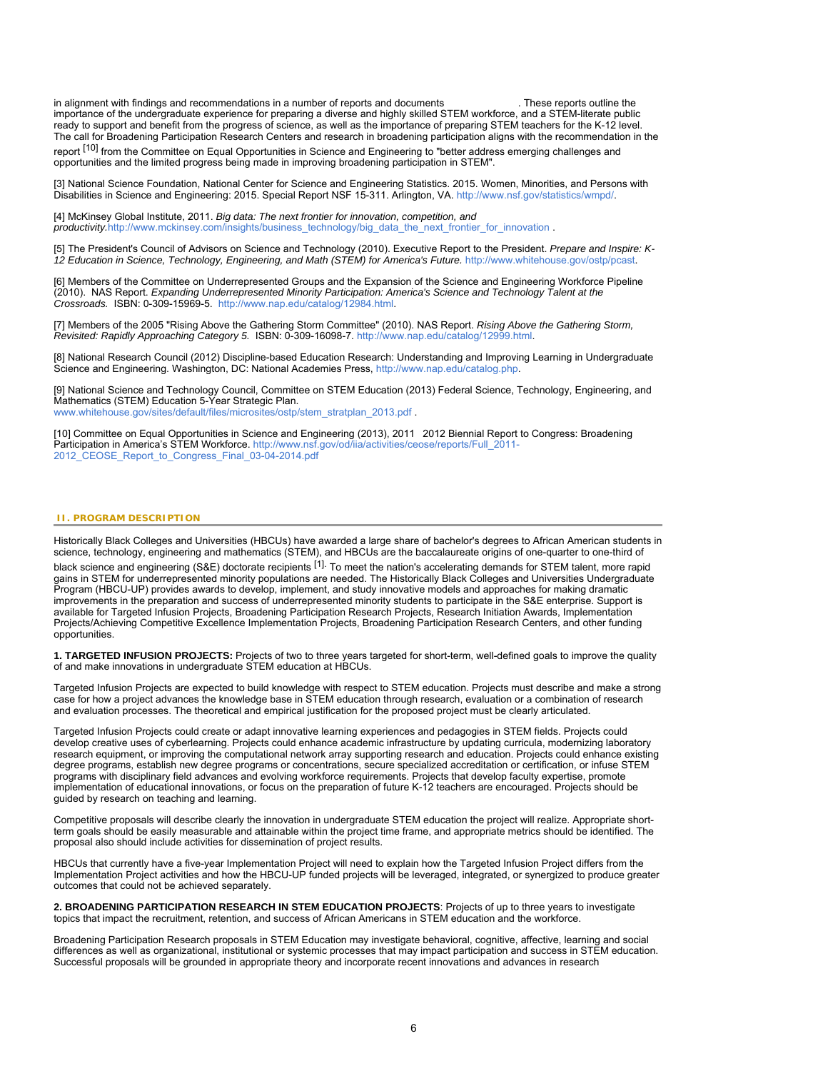in alignment with findings and recommendations in a number of reports and documents . These reports outline the importance of the undergraduate experience for preparing a diverse and highly skilled STEM workforce, and a STEM-literate public ready to support and benefit from the progress of science, as well as the importance of preparing STEM teachers for the K-12 level. The call for Broadening Participation Research Centers and research in broadening participation aligns with the recommendation in the report [10] from the Committee on Equal Opportunities in Science and Engineering to "better address emerging challenges and opportunities and the limited progress being made in improving broadening participation in STEM".

[3] National Science Foundation, National Center for Science and Engineering Statistics. 2015. Women, Minorities, and Persons with Disabilities in Science and Engineering: 2015. Special Report NSF 15-311. Arlington, VA. http://www.nsf.gov/statistics/wmpd/.

[4] McKinsey Global Institute, 2011. *Big data: The next frontier for innovation, competition, and productivity.*http://www.mckinsey.com/insights/business_technology/big_data_the_next_frontier_for_innovation .

[5] The President's Council of Advisors on Science and Technology (2010). Executive Report to the President. *Prepare and Inspire: K-12 Education in Science, Technology, Engineering, and Math (STEM) for America's Future.* http://www.whitehouse.gov/ostp/pcast.

[6] Members of the Committee on Underrepresented Groups and the Expansion of the Science and Engineering Workforce Pipeline (2010). NAS Report. *Expanding Underrepresented Minority Participation: America's Science and Technology Talent at the Crossroads.* ISBN: 0-309-15969-5. http://www.nap.edu/catalog/12984.html.

[7] Members of the 2005 "Rising Above the Gathering Storm Committee" (2010). NAS Report. *Rising Above the Gathering Storm, Revisited: Rapidly Approaching Category 5.* ISBN: 0-309-16098-7. http://www.nap.edu/catalog/12999.html.

[8] National Research Council (2012) Discipline-based Education Research: Understanding and Improving Learning in Undergraduate Science and Engineering. Washington, DC: National Academies Press, http://www.nap.edu/catalog.php.

[9] National Science and Technology Council, Committee on STEM Education (2013) Federal Science, Technology, Engineering, and Mathematics (STEM) Education 5-Year Strategic Plan. www.whitehouse.gov/sites/default/files/microsites/ostp/stem_stratplan_2013.pdf .

[10] Committee on Equal Opportunities in Science and Engineering (2013), 2011 2012 Biennial Report to Congress: Broadening Participation in America's STEM Workforce. http://www.nsf.gov/od/iia/activities/ceose/reports/Full_2011-2012_CEOSE_Report_to_Congress_Final_03-04-2014.pdf

## II. PROGRAM DESCRIPTION

Historically Black Colleges and Universities (HBCUs) have awarded a large share of bachelor's degrees to African American students in science, technology, engineering and mathematics (STEM), and HBCUs are the baccalaureate origins of one-quarter to one-third of black science and engineering (S&E) doctorate recipients [1]. To meet the nation's accelerating demands for STEM talent, more rapid gains in STEM for underrepresented minority populations are needed. The Historically Black Colleges and Universities Undergraduate Program (HBCU-UP) provides awards to develop, implement, and study innovative models and approaches for making dramatic improvements in the preparation and success of underrepresented minority students to participate in the S&E enterprise. Support is available for Targeted Infusion Projects, Broadening Participation Research Projects, Research Initiation Awards, Implementation Projects/Achieving Competitive Excellence Implementation Projects, Broadening Participation Research Centers, and other funding opportunities.

**1. TARGETED INFUSION PROJECTS:** Projects of two to three years targeted for short-term, well-defined goals to improve the quality of and make innovations in undergraduate STEM education at HBCUs.

Targeted Infusion Projects are expected to build knowledge with respect to STEM education. Projects must describe and make a strong case for how a project advances the knowledge base in STEM education through research, evaluation or a combination of research and evaluation processes. The theoretical and empirical justification for the proposed project must be clearly articulated.

Targeted Infusion Projects could create or adapt innovative learning experiences and pedagogies in STEM fields. Projects could develop creative uses of cyberlearning. Projects could enhance academic infrastructure by updating curricula, modernizing laboratory research equipment, or improving the computational network array supporting research and education. Projects could enhance existing degree programs, establish new degree programs or concentrations, secure specialized accreditation or certification, or infuse STEM programs with disciplinary field advances and evolving workforce requirements. Projects that develop faculty expertise, promote implementation of educational innovations, or focus on the preparation of future K-12 teachers are encouraged. Projects should be guided by research on teaching and learning.

Competitive proposals will describe clearly the innovation in undergraduate STEM education the project will realize. Appropriate short-term goals should be easily measurable and attainable within the project time frame, and appropriate metrics should be identified. The proposal also should include activities for dissemination of project results.

HBCUs that currently have a five-year Implementation Project will need to explain how the Targeted Infusion Project differs from the Implementation Project activities and how the HBCU-UP funded projects will be leveraged, integrated, or synergized to produce greater outcomes that could not be achieved separately.

**2. BROADENING PARTICIPATION RESEARCH IN STEM EDUCATION PROJECTS**: Projects of up to three years to investigate topics that impact the recruitment, retention, and success of African Americans in STEM education and the workforce.

Broadening Participation Research proposals in STEM Education may investigate behavioral, cognitive, affective, learning and social differences as well as organizational, institutional or systemic processes that may impact participation and success in STEM education. Successful proposals will be grounded in appropriate theory and incorporate recent innovations and advances in research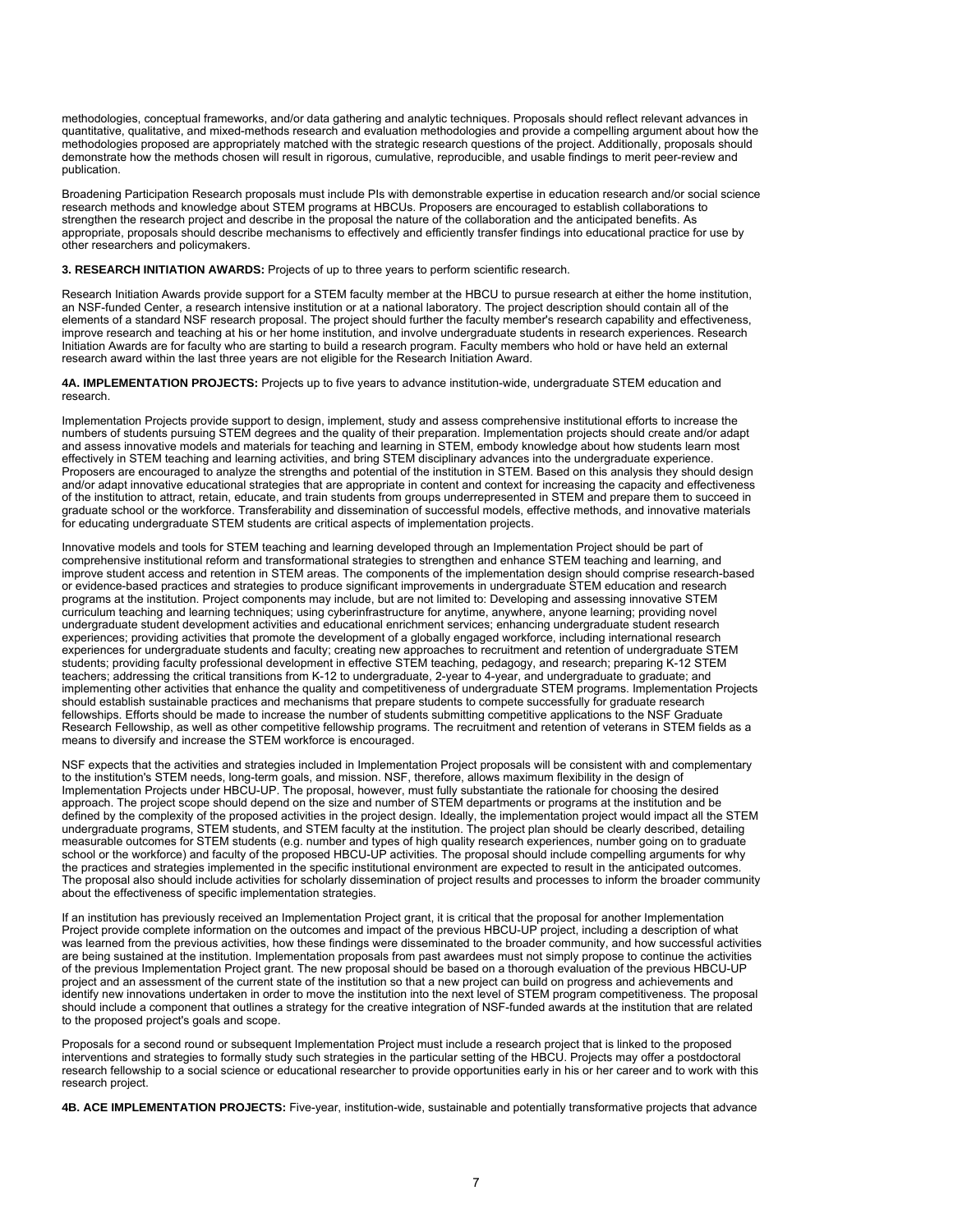methodologies, conceptual frameworks, and/or data gathering and analytic techniques. Proposals should reflect relevant advances in quantitative, qualitative, and mixed-methods research and evaluation methodologies and provide a compelling argument about how the methodologies proposed are appropriately matched with the strategic research questions of the project. Additionally, proposals should demonstrate how the methods chosen will result in rigorous, cumulative, reproducible, and usable findings to merit peer-review and publication.

Broadening Participation Research proposals must include PIs with demonstrable expertise in education research and/or social science research methods and knowledge about STEM programs at HBCUs. Proposers are encouraged to establish collaborations to strengthen the research project and describe in the proposal the nature of the collaboration and the anticipated benefits. As appropriate, proposals should describe mechanisms to effectively and efficiently transfer findings into educational practice for use by other researchers and policymakers.

**3. RESEARCH INITIATION AWARDS:** Projects of up to three years to perform scientific research.

Research Initiation Awards provide support for a STEM faculty member at the HBCU to pursue research at either the home institution, an NSF-funded Center, a research intensive institution or at a national laboratory. The project description should contain all of the elements of a standard NSF research proposal. The project should further the faculty member's research capability and effectiveness, improve research and teaching at his or her home institution, and involve undergraduate students in research experiences. Research Initiation Awards are for faculty who are starting to build a research program. Faculty members who hold or have held an external research award within the last three years are not eligible for the Research Initiation Award.

**4A. IMPLEMENTATION PROJECTS:** Projects up to five years to advance institution-wide, undergraduate STEM education and research.

Implementation Projects provide support to design, implement, study and assess comprehensive institutional efforts to increase the numbers of students pursuing STEM degrees and the quality of their preparation. Implementation projects should create and/or adapt and assess innovative models and materials for teaching and learning in STEM, embody knowledge about how students learn most effectively in STEM teaching and learning activities, and bring STEM disciplinary advances into the undergraduate experience. Proposers are encouraged to analyze the strengths and potential of the institution in STEM. Based on this analysis they should design and/or adapt innovative educational strategies that are appropriate in content and context for increasing the capacity and effectiveness of the institution to attract, retain, educate, and train students from groups underrepresented in STEM and prepare them to succeed in graduate school or the workforce. Transferability and dissemination of successful models, effective methods, and innovative materials for educating undergraduate STEM students are critical aspects of implementation projects.

Innovative models and tools for STEM teaching and learning developed through an Implementation Project should be part of comprehensive institutional reform and transformational strategies to strengthen and enhance STEM teaching and learning, and improve student access and retention in STEM areas. The components of the implementation design should comprise research-based or evidence-based practices and strategies to produce significant improvements in undergraduate STEM education and research programs at the institution. Project components may include, but are not limited to: Developing and assessing innovative STEM curriculum teaching and learning techniques; using cyberinfrastructure for anytime, anywhere, anyone learning; providing novel undergraduate student development activities and educational enrichment services; enhancing undergraduate student research experiences; providing activities that promote the development of a globally engaged workforce, including international research experiences for undergraduate students and faculty; creating new approaches to recruitment and retention of undergraduate STEM students; providing faculty professional development in effective STEM teaching, pedagogy, and research; preparing K-12 STEM teachers; addressing the critical transitions from K-12 to undergraduate, 2-year to 4-year, and undergraduate to graduate; and implementing other activities that enhance the quality and competitiveness of undergraduate STEM programs. Implementation Projects should establish sustainable practices and mechanisms that prepare students to compete successfully for graduate research fellowships. Efforts should be made to increase the number of students submitting competitive applications to the NSF Graduate Research Fellowship, as well as other competitive fellowship programs. The recruitment and retention of veterans in STEM fields as a means to diversify and increase the STEM workforce is encouraged.

NSF expects that the activities and strategies included in Implementation Project proposals will be consistent with and complementary to the institution's STEM needs, long-term goals, and mission. NSF, therefore, allows maximum flexibility in the design of Implementation Projects under HBCU-UP. The proposal, however, must fully substantiate the rationale for choosing the desired approach. The project scope should depend on the size and number of STEM departments or programs at the institution and be defined by the complexity of the proposed activities in the project design. Ideally, the implementation project would impact all the STEM undergraduate programs, STEM students, and STEM faculty at the institution. The project plan should be clearly described, detailing measurable outcomes for STEM students (e.g. number and types of high quality research experiences, number going on to graduate school or the workforce) and faculty of the proposed HBCU-UP activities. The proposal should include compelling arguments for why the practices and strategies implemented in the specific institutional environment are expected to result in the anticipated outcomes. The proposal also should include activities for scholarly dissemination of project results and processes to inform the broader community about the effectiveness of specific implementation strategies.

If an institution has previously received an Implementation Project grant, it is critical that the proposal for another Implementation Project provide complete information on the outcomes and impact of the previous HBCU-UP project, including a description of what was learned from the previous activities, how these findings were disseminated to the broader community, and how successful activities are being sustained at the institution. Implementation proposals from past awardees must not simply propose to continue the activities of the previous Implementation Project grant. The new proposal should be based on a thorough evaluation of the previous HBCU-UP project and an assessment of the current state of the institution so that a new project can build on progress and achievements and identify new innovations undertaken in order to move the institution into the next level of STEM program competitiveness. The proposal should include a component that outlines a strategy for the creative integration of NSF-funded awards at the institution that are related to the proposed project's goals and scope.

Proposals for a second round or subsequent Implementation Project must include a research project that is linked to the proposed interventions and strategies to formally study such strategies in the particular setting of the HBCU. Projects may offer a postdoctoral research fellowship to a social science or educational researcher to provide opportunities early in his or her career and to work with this research project.

**4B. ACE IMPLEMENTATION PROJECTS:** Five-year, institution-wide, sustainable and potentially transformative projects that advance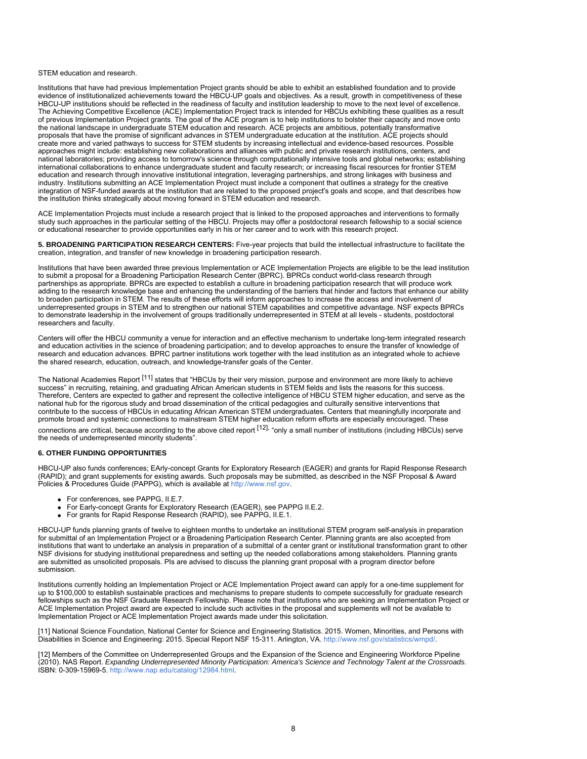STEM education and research.

Institutions that have had previous Implementation Project grants should be able to exhibit an established foundation and to provide evidence of institutionalized achievements toward the HBCU-UP goals and objectives. As a result, growth in competitiveness of these HBCU-UP institutions should be reflected in the readiness of faculty and institution leadership to move to the next level of excellence. The Achieving Competitive Excellence (ACE) Implementation Project track is intended for HBCUs exhibiting these qualities as a result of previous Implementation Project grants. The goal of the ACE program is to help institutions to bolster their capacity and move onto the national landscape in undergraduate STEM education and research. ACE projects are ambitious, potentially transformative proposals that have the promise of significant advances in STEM undergraduate education at the institution. ACE projects should create more and varied pathways to success for STEM students by increasing intellectual and evidence-based resources. Possible approaches might include: establishing new collaborations and alliances with public and private research institutions, centers, and national laboratories; providing access to tomorrow's science through computationally intensive tools and global networks; establishing international collaborations to enhance undergraduate student and faculty research; or increasing fiscal resources for frontier STEM education and research through innovative institutional integration, leveraging partnerships, and strong linkages with business and industry. Institutions submitting an ACE Implementation Project must include a component that outlines a strategy for the creative integration of NSF-funded awards at the institution that are related to the proposed project's goals and scope, and that describes how the institution thinks strategically about moving forward in STEM education and research.

ACE Implementation Projects must include a research project that is linked to the proposed approaches and interventions to formally study such approaches in the particular setting of the HBCU. Projects may offer a postdoctoral research fellowship to a social science or educational researcher to provide opportunities early in his or her career and to work with this research project.

**5. BROADENING PARTICIPATION RESEARCH CENTERS:** Five-year projects that build the intellectual infrastructure to facilitate the creation, integration, and transfer of new knowledge in broadening participation research.

Institutions that have been awarded three previous Implementation or ACE Implementation Projects are eligible to be the lead institution to submit a proposal for a Broadening Participation Research Center (BPRC). BPRCs conduct world-class research through partnerships as appropriate. BPRCs are expected to establish a culture in broadening participation research that will produce work adding to the research knowledge base and enhancing the understanding of the barriers that hinder and factors that enhance our ability to broaden participation in STEM. The results of these efforts will inform approaches to increase the access and involvement of underrepresented groups in STEM and to strengthen our national STEM capabilities and competitive advantage. NSF expects BPRCs to demonstrate leadership in the involvement of groups traditionally underrepresented in STEM at all levels - students, postdoctoral researchers and faculty.

Centers will offer the HBCU community a venue for interaction and an effective mechanism to undertake long-term integrated research and education activities in the science of broadening participation; and to develop approaches to ensure the transfer of knowledge of research and education advances. BPRC partner institutions work together with the lead institution as an integrated whole to achieve the shared research, education, outreach, and knowledge-transfer goals of the Center.

The National Academies Report [11] states that "HBCUs by their very mission, purpose and environment are more likely to achieve success" in recruiting, retaining, and graduating African American students in STEM fields and lists the reasons for this success. Therefore, Centers are expected to gather and represent the collective intelligence of HBCU STEM higher education, and serve as the national hub for the rigorous study and broad dissemination of the critical pedagogies and culturally sensitive interventions that contribute to the success of HBCUs in educating African American STEM undergraduates. Centers that meaningfully incorporate and promote broad and systemic connections to mainstream STEM higher education reform efforts are especially encouraged. These connections are critical, because according to the above cited report [12], "only a small number of institutions (including HBCUs) serve the needs of underrepresented minority students".

**6. OTHER FUNDING OPPORTUNITIES**

HBCU-UP also funds conferences; EArly-concept Grants for Exploratory Research (EAGER) and grants for Rapid Response Research (RAPID); and grant supplements for existing awards. Such proposals may be submitted, as described in the NSF Proposal & Award Policies & Procedures Guide (PAPPG), which is available at http://www.nsf.gov.

- For conferences, see PAPPG, II.E.7.
- For Early-concept Grants for Exploratory Research (EAGER), see PAPPG II.E.2.
- For grants for Rapid Response Research (RAPID), see PAPPG, II.E.1.

HBCU-UP funds planning grants of twelve to eighteen months to undertake an institutional STEM program self-analysis in preparation for submittal of an Implementation Project or a Broadening Participation Research Center. Planning grants are also accepted from institutions that want to undertake an analysis in preparation of a submittal of a center grant or institutional transformation grant to other NSF divisions for studying institutional preparedness and setting up the needed collaborations among stakeholders. Planning grants are submitted as unsolicited proposals. PIs are advised to discuss the planning grant proposal with a program director before submission.

Institutions currently holding an Implementation Project or ACE Implementation Project award can apply for a one-time supplement for up to $100,000 to establish sustainable practices and mechanisms to prepare students to compete successfully for graduate research fellowships such as the NSF Graduate Research Fellowship. Please note that institutions who are seeking an Implementation Project or ACE Implementation Project award are expected to include such activities in the proposal and supplements will not be available to Implementation Project or ACE Implementation Project awards made under this solicitation.

[11] National Science Foundation, National Center for Science and Engineering Statistics. 2015. Women, Minorities, and Persons with Disabilities in Science and Engineering: 2015. Special Report NSF 15-311. Arlington, VA. http://www.nsf.gov/statistics/wmpd/.

[12] Members of the Committee on Underrepresented Groups and the Expansion of the Science and Engineering Workforce Pipeline (2010). NAS Report. *Expanding Underrepresented Minority Participation: America's Science and Technology Talent at the Crossroads.* ISBN: 0-309-15969-5. http://www.nap.edu/catalog/12984.html.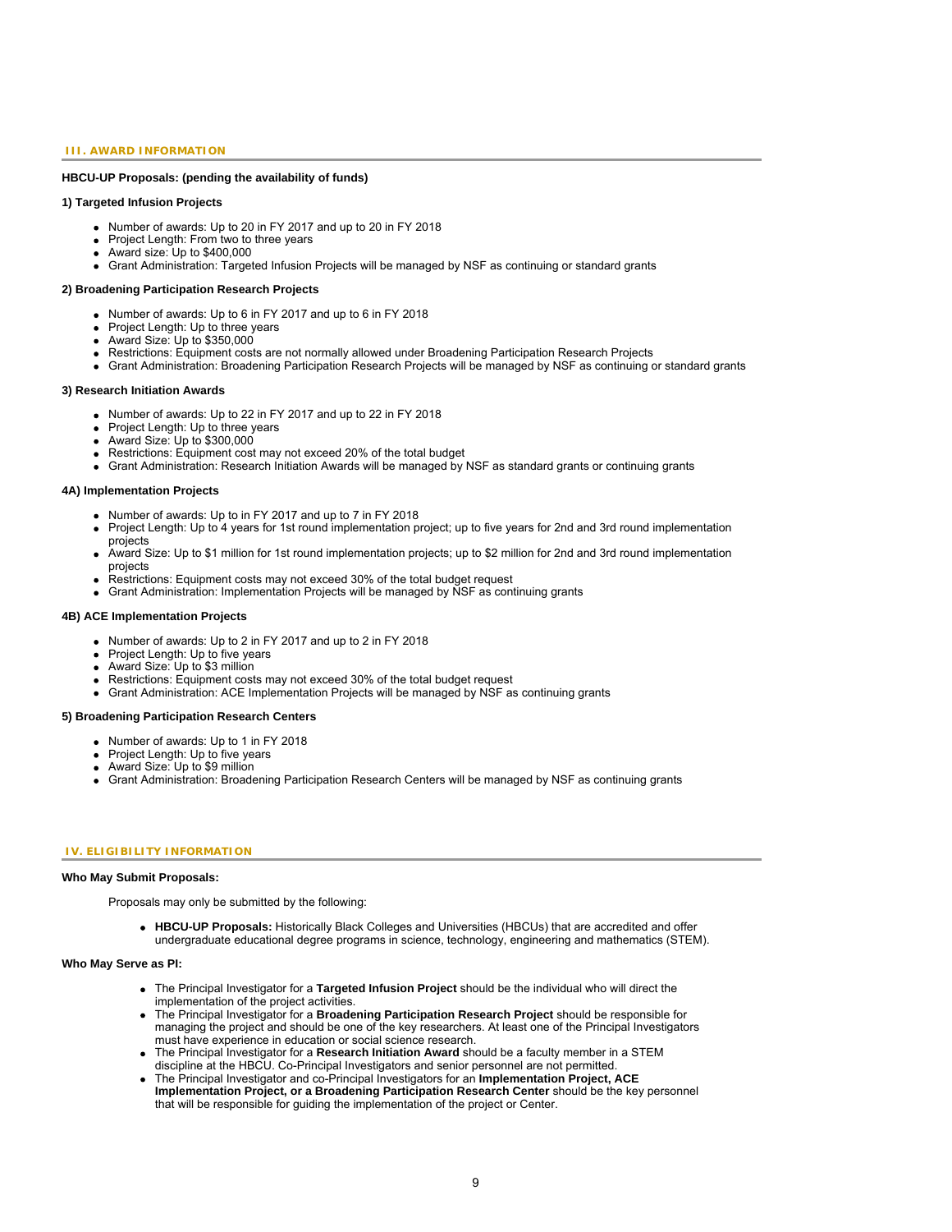## III. AWARD INFORMATION

**HBCU-UP Proposals: (pending the availability of funds)**

**1) Targeted Infusion Projects**

- Number of awards: Up to 20 in FY 2017 and up to 20 in FY 2018
- Project Length: From two to three years
- Award size: Up to $400,000
- Grant Administration: Targeted Infusion Projects will be managed by NSF as continuing or standard grants

**2) Broadening Participation Research Projects**

- Number of awards: Up to 6 in FY 2017 and up to 6 in FY 2018
- Project Length: Up to three years
- Award Size: Up to $350,000
- Restrictions: Equipment costs are not normally allowed under Broadening Participation Research Projects
- Grant Administration: Broadening Participation Research Projects will be managed by NSF as continuing or standard grants

**3) Research Initiation Awards**

- Number of awards: Up to 22 in FY 2017 and up to 22 in FY 2018
- Project Length: Up to three years
- Award Size: Up to $300,000
- Restrictions: Equipment cost may not exceed 20% of the total budget
- Grant Administration: Research Initiation Awards will be managed by NSF as standard grants or continuing grants

**4A) Implementation Projects**

- Number of awards: Up to in FY 2017 and up to 7 in FY 2018
- Project Length: Up to 4 years for 1st round implementation project; up to five years for 2nd and 3rd round implementation projects
- Award Size: Up to $1 million for 1st round implementation projects; up to $2 million for 2nd and 3rd round implementation projects
- Restrictions: Equipment costs may not exceed 30% of the total budget request
- Grant Administration: Implementation Projects will be managed by NSF as continuing grants

**4B) ACE Implementation Projects**

- Number of awards: Up to 2 in FY 2017 and up to 2 in FY 2018
- Project Length: Up to five years
- Award Size: Up to $3 million
- Restrictions: Equipment costs may not exceed 30% of the total budget request
- Grant Administration: ACE Implementation Projects will be managed by NSF as continuing grants

**5) Broadening Participation Research Centers**

- Number of awards: Up to 1 in FY 2018
- Project Length: Up to five years
- Award Size: Up to $9 million
- Grant Administration: Broadening Participation Research Centers will be managed by NSF as continuing grants

## IV. ELIGIBILITY INFORMATION

**Who May Submit Proposals:**

Proposals may only be submitted by the following:

- **HBCU-UP Proposals:** Historically Black Colleges and Universities (HBCUs) that are accredited and offer undergraduate educational degree programs in science, technology, engineering and mathematics (STEM).

**Who May Serve as PI:**

- The Principal Investigator for a **Targeted Infusion Project** should be the individual who will direct the implementation of the project activities.
- The Principal Investigator for a **Broadening Participation Research Project** should be responsible for managing the project and should be one of the key researchers. At least one of the Principal Investigators must have experience in education or social science research.
- The Principal Investigator for a **Research Initiation Award** should be a faculty member in a STEM discipline at the HBCU. Co-Principal Investigators and senior personnel are not permitted.
- The Principal Investigator and co-Principal Investigators for an **Implementation Project, ACE Implementation Project, or a Broadening Participation Research Center** should be the key personnel that will be responsible for guiding the implementation of the project or Center.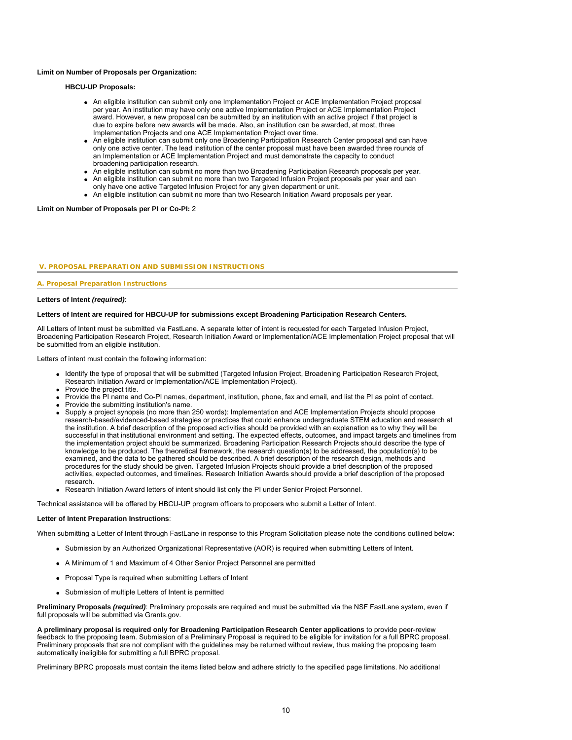**Limit on Number of Proposals per Organization:**

**HBCU-UP Proposals:**

- An eligible institution can submit only one Implementation Project or ACE Implementation Project proposal per year. An institution may have only one active Implementation Project or ACE Implementation Project award. However, a new proposal can be submitted by an institution with an active project if that project is due to expire before new awards will be made. Also, an institution can be awarded, at most, three Implementation Projects and one ACE Implementation Project over time.
- An eligible institution can submit only one Broadening Participation Research Center proposal and can have only one active center. The lead institution of the center proposal must have been awarded three rounds of an Implementation or ACE Implementation Project and must demonstrate the capacity to conduct broadening participation research.
- An eligible institution can submit no more than two Broadening Participation Research proposals per year.
- An eligible institution can submit no more than two Targeted Infusion Project proposals per year and can only have one active Targeted Infusion Project for any given department or unit.
- An eligible institution can submit no more than two Research Initiation Award proposals per year.

**Limit on Number of Proposals per PI or Co-PI:** 2

## V. PROPOSAL PREPARATION AND SUBMISSION INSTRUCTIONS

### A. Proposal Preparation Instructions

**Letters of Intent *(required)***:

**Letters of Intent are required for HBCU-UP for submissions except Broadening Participation Research Centers.**

All Letters of Intent must be submitted via FastLane. A separate letter of intent is requested for each Targeted Infusion Project, Broadening Participation Research Project, Research Initiation Award or Implementation/ACE Implementation Project proposal that will be submitted from an eligible institution.

Letters of intent must contain the following information:

- Identify the type of proposal that will be submitted (Targeted Infusion Project, Broadening Participation Research Project, Research Initiation Award or Implementation/ACE Implementation Project).
- Provide the project title.
- Provide the PI name and Co-PI names, department, institution, phone, fax and email, and list the PI as point of contact.
- Provide the submitting institution's name.
- Supply a project synopsis (no more than 250 words): Implementation and ACE Implementation Projects should propose research-based/evidenced-based strategies or practices that could enhance undergraduate STEM education and research at the institution. A brief description of the proposed activities should be provided with an explanation as to why they will be successful in that institutional environment and setting. The expected effects, outcomes, and impact targets and timelines from the implementation project should be summarized. Broadening Participation Research Projects should describe the type of knowledge to be produced. The theoretical framework, the research question(s) to be addressed, the population(s) to be examined, and the data to be gathered should be described. A brief description of the research design, methods and procedures for the study should be given. Targeted Infusion Projects should provide a brief description of the proposed activities, expected outcomes, and timelines. Research Initiation Awards should provide a brief description of the proposed research.
- Research Initiation Award letters of intent should list only the PI under Senior Project Personnel.

Technical assistance will be offered by HBCU-UP program officers to proposers who submit a Letter of Intent.

**Letter of Intent Preparation Instructions**:

When submitting a Letter of Intent through FastLane in response to this Program Solicitation please note the conditions outlined below:

- Submission by an Authorized Organizational Representative (AOR) is required when submitting Letters of Intent.
- A Minimum of 1 and Maximum of 4 Other Senior Project Personnel are permitted
- Proposal Type is required when submitting Letters of Intent
- Submission of multiple Letters of Intent is permitted

**Preliminary Proposals *(required)***: Preliminary proposals are required and must be submitted via the NSF FastLane system, even if full proposals will be submitted via Grants.gov.

**A preliminary proposal is required only for Broadening Participation Research Center applications** to provide peer-review feedback to the proposing team. Submission of a Preliminary Proposal is required to be eligible for invitation for a full BPRC proposal. Preliminary proposals that are not compliant with the guidelines may be returned without review, thus making the proposing team automatically ineligible for submitting a full BPRC proposal.

Preliminary BPRC proposals must contain the items listed below and adhere strictly to the specified page limitations. No additional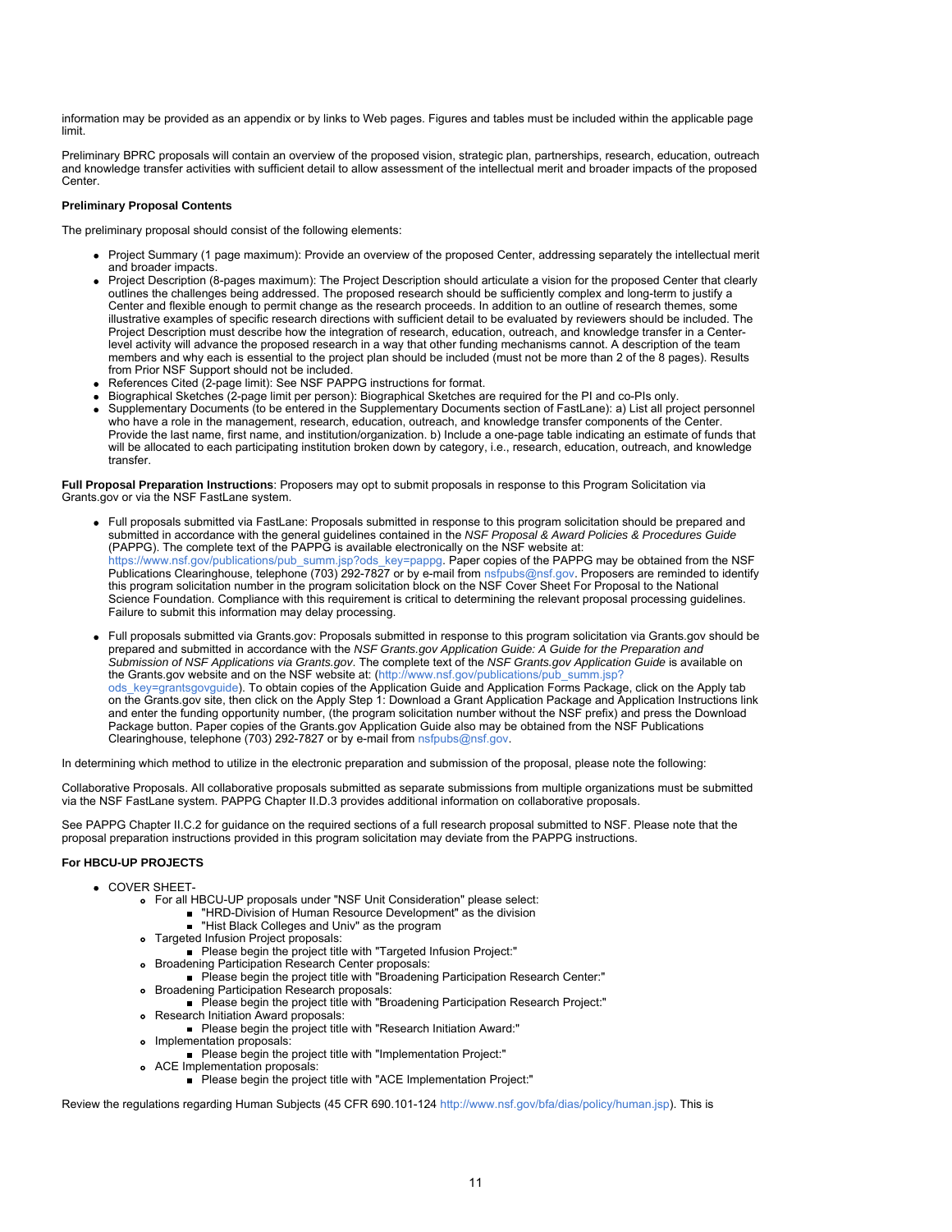information may be provided as an appendix or by links to Web pages. Figures and tables must be included within the applicable page limit.

Preliminary BPRC proposals will contain an overview of the proposed vision, strategic plan, partnerships, research, education, outreach and knowledge transfer activities with sufficient detail to allow assessment of the intellectual merit and broader impacts of the proposed Center.

**Preliminary Proposal Contents**

The preliminary proposal should consist of the following elements:

- Project Summary (1 page maximum): Provide an overview of the proposed Center, addressing separately the intellectual merit and broader impacts.
- Project Description (8-pages maximum): The Project Description should articulate a vision for the proposed Center that clearly outlines the challenges being addressed. The proposed research should be sufficiently complex and long-term to justify a Center and flexible enough to permit change as the research proceeds. In addition to an outline of research themes, some illustrative examples of specific research directions with sufficient detail to be evaluated by reviewers should be included. The Project Description must describe how the integration of research, education, outreach, and knowledge transfer in a Center-level activity will advance the proposed research in a way that other funding mechanisms cannot. A description of the team members and why each is essential to the project plan should be included (must not be more than 2 of the 8 pages). Results from Prior NSF Support should not be included.
- References Cited (2-page limit): See NSF PAPPG instructions for format.
- Biographical Sketches (2-page limit per person): Biographical Sketches are required for the PI and co-PIs only.
- Supplementary Documents (to be entered in the Supplementary Documents section of FastLane): a) List all project personnel who have a role in the management, research, education, outreach, and knowledge transfer components of the Center. Provide the last name, first name, and institution/organization. b) Include a one-page table indicating an estimate of funds that will be allocated to each participating institution broken down by category, i.e., research, education, outreach, and knowledge transfer.

**Full Proposal Preparation Instructions**: Proposers may opt to submit proposals in response to this Program Solicitation via Grants.gov or via the NSF FastLane system.

- Full proposals submitted via FastLane: Proposals submitted in response to this program solicitation should be prepared and submitted in accordance with the general guidelines contained in the *NSF Proposal & Award Policies & Procedures Guide* (PAPPG). The complete text of the PAPPG is available electronically on the NSF website at: https://www.nsf.gov/publications/pub_summ.jsp?ods_key=pappg. Paper copies of the PAPPG may be obtained from the NSF Publications Clearinghouse, telephone (703) 292-7827 or by e-mail from nsfpubs@nsf.gov. Proposers are reminded to identify this program solicitation number in the program solicitation block on the NSF Cover Sheet For Proposal to the National Science Foundation. Compliance with this requirement is critical to determining the relevant proposal processing guidelines. Failure to submit this information may delay processing.

- Full proposals submitted via Grants.gov: Proposals submitted in response to this program solicitation via Grants.gov should be prepared and submitted in accordance with the *NSF Grants.gov Application Guide: A Guide for the Preparation and Submission of NSF Applications via Grants.gov*. The complete text of the *NSF Grants.gov Application Guide* is available on the Grants.gov website and on the NSF website at: (http://www.nsf.gov/publications/pub_summ.jsp?ods_key=grantsgovguide). To obtain copies of the Application Guide and Application Forms Package, click on the Apply tab on the Grants.gov site, then click on the Apply Step 1: Download a Grant Application Package and Application Instructions link and enter the funding opportunity number, (the program solicitation number without the NSF prefix) and press the Download Package button. Paper copies of the Grants.gov Application Guide also may be obtained from the NSF Publications Clearinghouse, telephone (703) 292-7827 or by e-mail from nsfpubs@nsf.gov.

In determining which method to utilize in the electronic preparation and submission of the proposal, please note the following:

Collaborative Proposals. All collaborative proposals submitted as separate submissions from multiple organizations must be submitted via the NSF FastLane system. PAPPG Chapter II.D.3 provides additional information on collaborative proposals.

See PAPPG Chapter II.C.2 for guidance on the required sections of a full research proposal submitted to NSF. Please note that the proposal preparation instructions provided in this program solicitation may deviate from the PAPPG instructions.

**For HBCU-UP PROJECTS**

- COVER SHEET-
  - For all HBCU-UP proposals under "NSF Unit Consideration" please select:
    - "HRD-Division of Human Resource Development" as the division
    - "Hist Black Colleges and Univ" as the program
  - Targeted Infusion Project proposals:
    - Please begin the project title with "Targeted Infusion Project:"
  - Broadening Participation Research Center proposals:
    - Please begin the project title with "Broadening Participation Research Center:"
  - Broadening Participation Research proposals:
    - Please begin the project title with "Broadening Participation Research Project:"
  - Research Initiation Award proposals:
    - Please begin the project title with "Research Initiation Award:"
  - Implementation proposals:
    - Please begin the project title with "Implementation Project:"
  - ACE Implementation proposals:
    - Please begin the project title with "ACE Implementation Project:"

Review the regulations regarding Human Subjects (45 CFR 690.101-124 http://www.nsf.gov/bfa/dias/policy/human.jsp). This is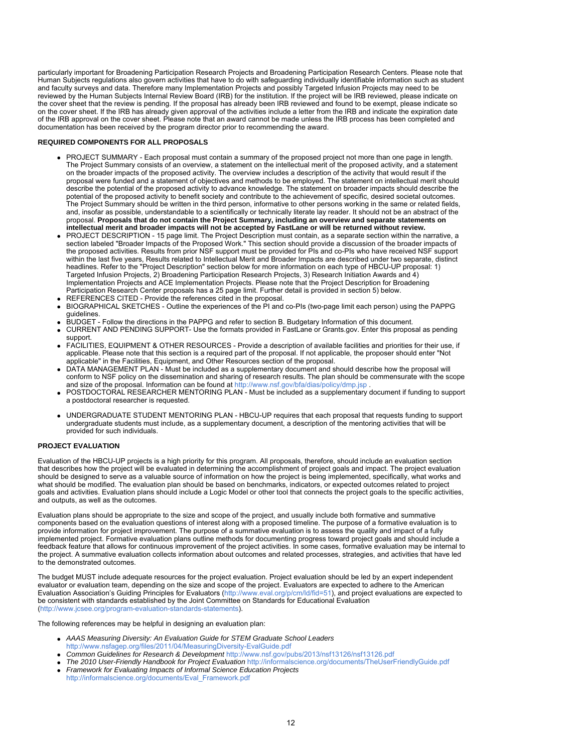particularly important for Broadening Participation Research Projects and Broadening Participation Research Centers. Please note that Human Subjects regulations also govern activities that have to do with safeguarding individually identifiable information such as student and faculty surveys and data. Therefore many Implementation Projects and possibly Targeted Infusion Projects may need to be reviewed by the Human Subjects Internal Review Board (IRB) for the institution. If the project will be IRB reviewed, please indicate on the cover sheet that the review is pending. If the proposal has already been IRB reviewed and found to be exempt, please indicate so on the cover sheet. If the IRB has already given approval of the activities include a letter from the IRB and indicate the expiration date of the IRB approval on the cover sheet. Please note that an award cannot be made unless the IRB process has been completed and documentation has been received by the program director prior to recommending the award.

**REQUIRED COMPONENTS FOR ALL PROPOSALS**

- PROJECT SUMMARY - Each proposal must contain a summary of the proposed project not more than one page in length. The Project Summary consists of an overview, a statement on the intellectual merit of the proposed activity, and a statement on the broader impacts of the proposed activity. The overview includes a description of the activity that would result if the proposal were funded and a statement of objectives and methods to be employed. The statement on intellectual merit should describe the potential of the proposed activity to advance knowledge. The statement on broader impacts should describe the potential of the proposed activity to benefit society and contribute to the achievement of specific, desired societal outcomes. The Project Summary should be written in the third person, informative to other persons working in the same or related fields, and, insofar as possible, understandable to a scientifically or technically literate lay reader. It should not be an abstract of the proposal. **Proposals that do not contain the Project Summary, including an overview and separate statements on intellectual merit and broader impacts will not be accepted by FastLane or will be returned without review.**
- PROJECT DESCRIPTION - 15 page limit. The Project Description must contain, as a separate section within the narrative, a section labeled "Broader Impacts of the Proposed Work." This section should provide a discussion of the broader impacts of the proposed activities. Results from prior NSF support must be provided for PIs and co-PIs who have received NSF support within the last five years, Results related to Intellectual Merit and Broader Impacts are described under two separate, distinct headlines. Refer to the "Project Description" section below for more information on each type of HBCU-UP proposal: 1) Targeted Infusion Projects, 2) Broadening Participation Research Projects, 3) Research Initiation Awards and 4) Implementation Projects and ACE Implementation Projects. Please note that the Project Description for Broadening Participation Research Center proposals has a 25 page limit. Further detail is provided in section 5) below.
- REFERENCES CITED - Provide the references cited in the proposal.
- BIOGRAPHICAL SKETCHES - Outline the experiences of the PI and co-PIs (two-page limit each person) using the PAPPG guidelines.
- BUDGET - Follow the directions in the PAPPG and refer to section B. Budgetary Information of this document.
- CURRENT AND PENDING SUPPORT- Use the formats provided in FastLane or Grants.gov. Enter this proposal as pending support.
- FACILITIES, EQUIPMENT & OTHER RESOURCES - Provide a description of available facilities and priorities for their use, if applicable. Please note that this section is a required part of the proposal. If not applicable, the proposer should enter "Not applicable" in the Facilities, Equipment, and Other Resources section of the proposal.
- DATA MANAGEMENT PLAN - Must be included as a supplementary document and should describe how the proposal will conform to NSF policy on the dissemination and sharing of research results. The plan should be commensurate with the scope and size of the proposal. Information can be found at http://www.nsf.gov/bfa/dias/policy/dmp.jsp .
- POSTDOCTORAL RESEARCHER MENTORING PLAN - Must be included as a supplementary document if funding to support a postdoctoral researcher is requested.
- UNDERGRADUATE STUDENT MENTORING PLAN - HBCU-UP requires that each proposal that requests funding to support undergraduate students must include, as a supplementary document, a description of the mentoring activities that will be provided for such individuals.

**PROJECT EVALUATION**

Evaluation of the HBCU-UP projects is a high priority for this program. All proposals, therefore, should include an evaluation section that describes how the project will be evaluated in determining the accomplishment of project goals and impact. The project evaluation should be designed to serve as a valuable source of information on how the project is being implemented, specifically, what works and what should be modified. The evaluation plan should be based on benchmarks, indicators, or expected outcomes related to project goals and activities. Evaluation plans should include a Logic Model or other tool that connects the project goals to the specific activities, and outputs, as well as the outcomes.

Evaluation plans should be appropriate to the size and scope of the project, and usually include both formative and summative components based on the evaluation questions of interest along with a proposed timeline. The purpose of a formative evaluation is to provide information for project improvement. The purpose of a summative evaluation is to assess the quality and impact of a fully implemented project. Formative evaluation plans outline methods for documenting progress toward project goals and should include a feedback feature that allows for continuous improvement of the project activities. In some cases, formative evaluation may be internal to the project. A summative evaluation collects information about outcomes and related processes, strategies, and activities that have led to the demonstrated outcomes.

The budget MUST include adequate resources for the project evaluation. Project evaluation should be led by an expert independent evaluator or evaluation team, depending on the size and scope of the project. Evaluators are expected to adhere to the American Evaluation Association's Guiding Principles for Evaluators (http://www.eval.org/p/cm/ld/fid=51), and project evaluations are expected to be consistent with standards established by the Joint Committee on Standards for Educational Evaluation (http://www.jcsee.org/program-evaluation-standards-statements).

The following references may be helpful in designing an evaluation plan:

- *AAAS Measuring Diversity: An Evaluation Guide for STEM Graduate School Leaders* http://www.nsfagep.org/files/2011/04/MeasuringDiversity-EvalGuide.pdf
- *Common Guidelines for Research & Development* http://www.nsf.gov/pubs/2013/nsf13126/nsf13126.pdf
- *The 2010 User-Friendly Handbook for Project Evaluation* http://informalscience.org/documents/TheUserFriendlyGuide.pdf
- *Framework for Evaluating Impacts of Informal Science Education Projects* http://informalscience.org/documents/Eval_Framework.pdf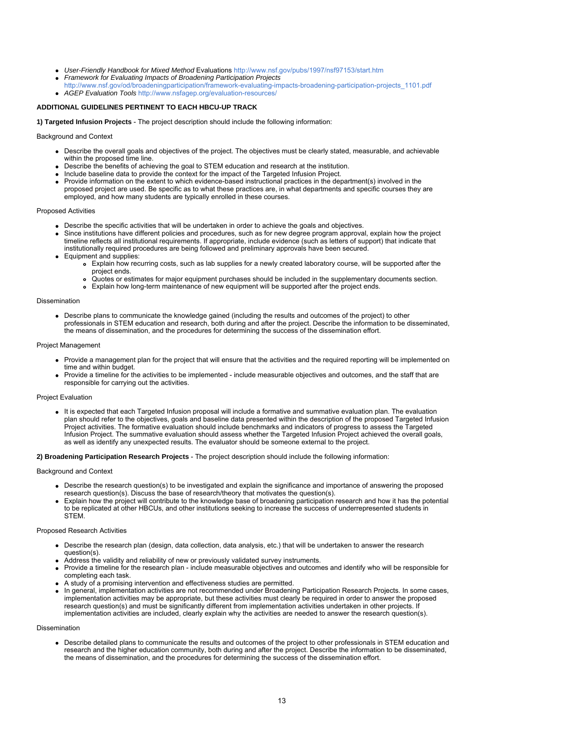- *User-Friendly Handbook for Mixed Method* Evaluations http://www.nsf.gov/pubs/1997/nsf97153/start.htm
- *Framework for Evaluating Impacts of Broadening Participation Projects* http://www.nsf.gov/od/broadeningparticipation/framework-evaluating-impacts-broadening-participation-projects_1101.pdf
- *AGEP Evaluation Tools* http://www.nsfagep.org/evaluation-resources/

**ADDITIONAL GUIDELINES PERTINENT TO EACH HBCU-UP TRACK**

**1) Targeted Infusion Projects** - The project description should include the following information:

Background and Context

- Describe the overall goals and objectives of the project. The objectives must be clearly stated, measurable, and achievable within the proposed time line.
- Describe the benefits of achieving the goal to STEM education and research at the institution.
- Include baseline data to provide the context for the impact of the Targeted Infusion Project.
- Provide information on the extent to which evidence-based instructional practices in the department(s) involved in the proposed project are used. Be specific as to what these practices are, in what departments and specific courses they are employed, and how many students are typically enrolled in these courses.

Proposed Activities

- Describe the specific activities that will be undertaken in order to achieve the goals and objectives.
- Since institutions have different policies and procedures, such as for new degree program approval, explain how the project timeline reflects all institutional requirements. If appropriate, include evidence (such as letters of support) that indicate that institutionally required procedures are being followed and preliminary approvals have been secured.
- Equipment and supplies:
  - Explain how recurring costs, such as lab supplies for a newly created laboratory course, will be supported after the project ends.
  - Quotes or estimates for major equipment purchases should be included in the supplementary documents section.
  - Explain how long-term maintenance of new equipment will be supported after the project ends.

Dissemination

- Describe plans to communicate the knowledge gained (including the results and outcomes of the project) to other professionals in STEM education and research, both during and after the project. Describe the information to be disseminated, the means of dissemination, and the procedures for determining the success of the dissemination effort.

Project Management

- Provide a management plan for the project that will ensure that the activities and the required reporting will be implemented on time and within budget.
- Provide a timeline for the activities to be implemented - include measurable objectives and outcomes, and the staff that are responsible for carrying out the activities.

Project Evaluation

- It is expected that each Targeted Infusion proposal will include a formative and summative evaluation plan. The evaluation plan should refer to the objectives, goals and baseline data presented within the description of the proposed Targeted Infusion Project activities. The formative evaluation should include benchmarks and indicators of progress to assess the Targeted Infusion Project. The summative evaluation should assess whether the Targeted Infusion Project achieved the overall goals, as well as identify any unexpected results. The evaluator should be someone external to the project.

**2) Broadening Participation Research Projects** - The project description should include the following information:

Background and Context

- Describe the research question(s) to be investigated and explain the significance and importance of answering the proposed research question(s). Discuss the base of research/theory that motivates the question(s).
- Explain how the project will contribute to the knowledge base of broadening participation research and how it has the potential to be replicated at other HBCUs, and other institutions seeking to increase the success of underrepresented students in STEM.

Proposed Research Activities

- Describe the research plan (design, data collection, data analysis, etc.) that will be undertaken to answer the research question(s).
- Address the validity and reliability of new or previously validated survey instruments.
- Provide a timeline for the research plan - include measurable objectives and outcomes and identify who will be responsible for completing each task.
- A study of a promising intervention and effectiveness studies are permitted.
- In general, implementation activities are not recommended under Broadening Participation Research Projects. In some cases, implementation activities may be appropriate, but these activities must clearly be required in order to answer the proposed research question(s) and must be significantly different from implementation activities undertaken in other projects. If implementation activities are included, clearly explain why the activities are needed to answer the research question(s).

Dissemination

- Describe detailed plans to communicate the results and outcomes of the project to other professionals in STEM education and research and the higher education community, both during and after the project. Describe the information to be disseminated, the means of dissemination, and the procedures for determining the success of the dissemination effort.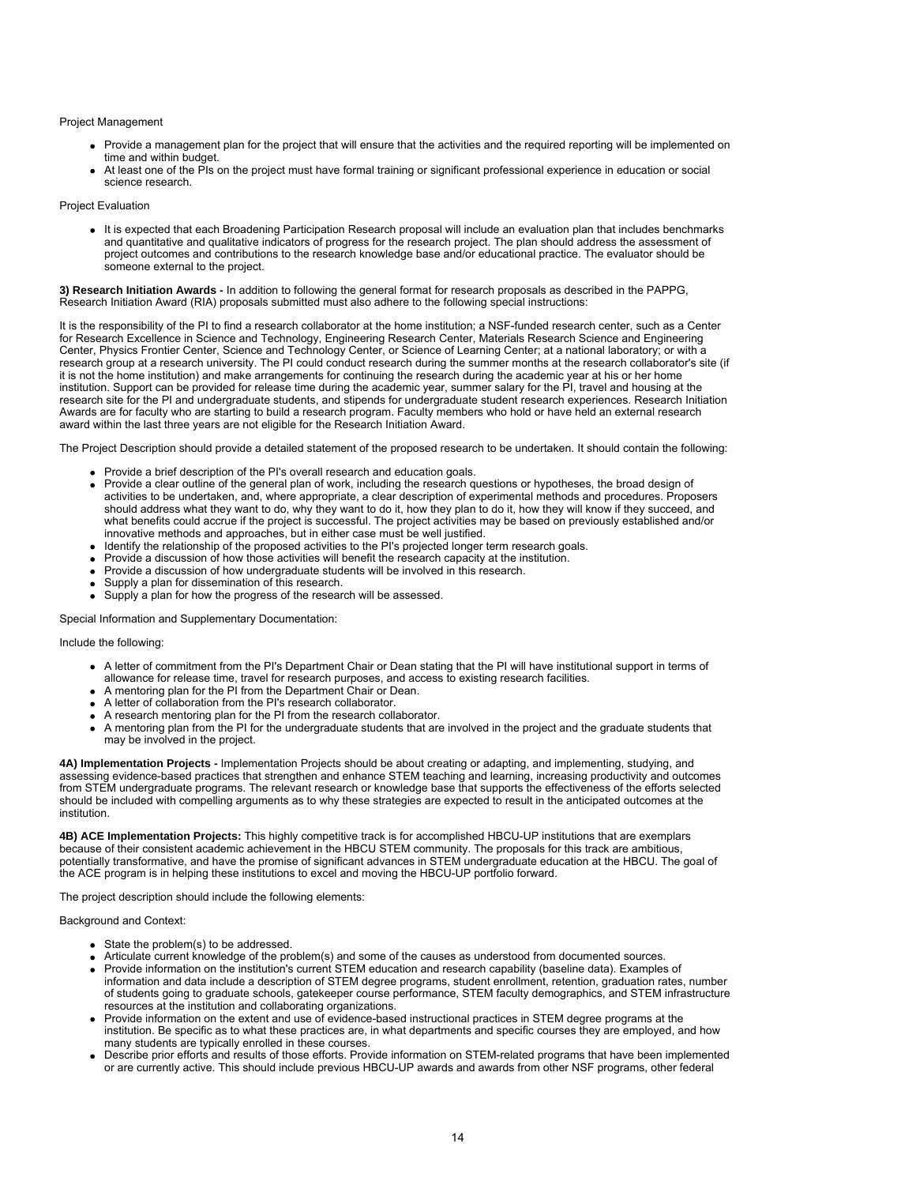Project Management

- Provide a management plan for the project that will ensure that the activities and the required reporting will be implemented on time and within budget.
- At least one of the PIs on the project must have formal training or significant professional experience in education or social science research.

Project Evaluation

- It is expected that each Broadening Participation Research proposal will include an evaluation plan that includes benchmarks and quantitative and qualitative indicators of progress for the research project. The plan should address the assessment of project outcomes and contributions to the research knowledge base and/or educational practice. The evaluator should be someone external to the project.

**3) Research Initiation Awards -** In addition to following the general format for research proposals as described in the PAPPG, Research Initiation Award (RIA) proposals submitted must also adhere to the following special instructions:

It is the responsibility of the PI to find a research collaborator at the home institution; a NSF-funded research center, such as a Center for Research Excellence in Science and Technology, Engineering Research Center, Materials Research Science and Engineering Center, Physics Frontier Center, Science and Technology Center, or Science of Learning Center; at a national laboratory; or with a research group at a research university. The PI could conduct research during the summer months at the research collaborator's site (if it is not the home institution) and make arrangements for continuing the research during the academic year at his or her home institution. Support can be provided for release time during the academic year, summer salary for the PI, travel and housing at the research site for the PI and undergraduate students, and stipends for undergraduate student research experiences. Research Initiation Awards are for faculty who are starting to build a research program. Faculty members who hold or have held an external research award within the last three years are not eligible for the Research Initiation Award.

The Project Description should provide a detailed statement of the proposed research to be undertaken. It should contain the following:

- Provide a brief description of the PI's overall research and education goals.
- Provide a clear outline of the general plan of work, including the research questions or hypotheses, the broad design of activities to be undertaken, and, where appropriate, a clear description of experimental methods and procedures. Proposers should address what they want to do, why they want to do it, how they plan to do it, how they will know if they succeed, and what benefits could accrue if the project is successful. The project activities may be based on previously established and/or innovative methods and approaches, but in either case must be well justified.
- Identify the relationship of the proposed activities to the PI's projected longer term research goals.
- Provide a discussion of how those activities will benefit the research capacity at the institution.
- Provide a discussion of how undergraduate students will be involved in this research.
- Supply a plan for dissemination of this research.
- Supply a plan for how the progress of the research will be assessed.

Special Information and Supplementary Documentation:

Include the following:

- A letter of commitment from the PI's Department Chair or Dean stating that the PI will have institutional support in terms of allowance for release time, travel for research purposes, and access to existing research facilities.
- A mentoring plan for the PI from the Department Chair or Dean.
- A letter of collaboration from the PI's research collaborator.
- A research mentoring plan for the PI from the research collaborator.
- A mentoring plan from the PI for the undergraduate students that are involved in the project and the graduate students that may be involved in the project.

**4A) Implementation Projects -** Implementation Projects should be about creating or adapting, and implementing, studying, and assessing evidence-based practices that strengthen and enhance STEM teaching and learning, increasing productivity and outcomes from STEM undergraduate programs. The relevant research or knowledge base that supports the effectiveness of the efforts selected should be included with compelling arguments as to why these strategies are expected to result in the anticipated outcomes at the institution.

**4B) ACE Implementation Projects:** This highly competitive track is for accomplished HBCU-UP institutions that are exemplars because of their consistent academic achievement in the HBCU STEM community. The proposals for this track are ambitious, potentially transformative, and have the promise of significant advances in STEM undergraduate education at the HBCU. The goal of the ACE program is in helping these institutions to excel and moving the HBCU-UP portfolio forward.

The project description should include the following elements:

Background and Context:

- State the problem(s) to be addressed.
- Articulate current knowledge of the problem(s) and some of the causes as understood from documented sources.
- Provide information on the institution's current STEM education and research capability (baseline data). Examples of information and data include a description of STEM degree programs, student enrollment, retention, graduation rates, number of students going to graduate schools, gatekeeper course performance, STEM faculty demographics, and STEM infrastructure resources at the institution and collaborating organizations.
- Provide information on the extent and use of evidence-based instructional practices in STEM degree programs at the institution. Be specific as to what these practices are, in what departments and specific courses they are employed, and how many students are typically enrolled in these courses.
- Describe prior efforts and results of those efforts. Provide information on STEM-related programs that have been implemented or are currently active. This should include previous HBCU-UP awards and awards from other NSF programs, other federal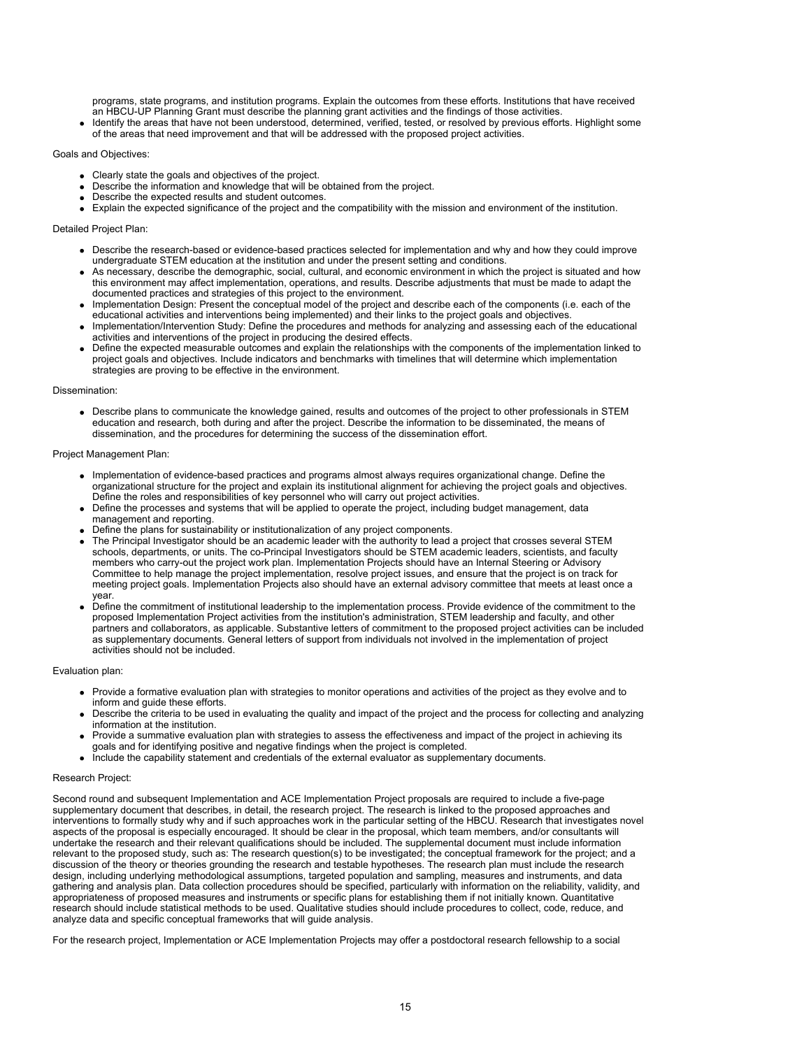programs, state programs, and institution programs. Explain the outcomes from these efforts. Institutions that have received an HBCU-UP Planning Grant must describe the planning grant activities and the findings of those activities.

- Identify the areas that have not been understood, determined, verified, tested, or resolved by previous efforts. Highlight some of the areas that need improvement and that will be addressed with the proposed project activities.

Goals and Objectives:

- Clearly state the goals and objectives of the project.
- Describe the information and knowledge that will be obtained from the project.
- Describe the expected results and student outcomes.
- Explain the expected significance of the project and the compatibility with the mission and environment of the institution.

Detailed Project Plan:

- Describe the research-based or evidence-based practices selected for implementation and why and how they could improve undergraduate STEM education at the institution and under the present setting and conditions.
- As necessary, describe the demographic, social, cultural, and economic environment in which the project is situated and how this environment may affect implementation, operations, and results. Describe adjustments that must be made to adapt the documented practices and strategies of this project to the environment.
- Implementation Design: Present the conceptual model of the project and describe each of the components (i.e. each of the educational activities and interventions being implemented) and their links to the project goals and objectives.
- Implementation/Intervention Study: Define the procedures and methods for analyzing and assessing each of the educational activities and interventions of the project in producing the desired effects.
- Define the expected measurable outcomes and explain the relationships with the components of the implementation linked to project goals and objectives. Include indicators and benchmarks with timelines that will determine which implementation strategies are proving to be effective in the environment.

Dissemination:

- Describe plans to communicate the knowledge gained, results and outcomes of the project to other professionals in STEM education and research, both during and after the project. Describe the information to be disseminated, the means of dissemination, and the procedures for determining the success of the dissemination effort.

Project Management Plan:

- Implementation of evidence-based practices and programs almost always requires organizational change. Define the organizational structure for the project and explain its institutional alignment for achieving the project goals and objectives. Define the roles and responsibilities of key personnel who will carry out project activities.
- Define the processes and systems that will be applied to operate the project, including budget management, data management and reporting.
- Define the plans for sustainability or institutionalization of any project components.
- The Principal Investigator should be an academic leader with the authority to lead a project that crosses several STEM schools, departments, or units. The co-Principal Investigators should be STEM academic leaders, scientists, and faculty members who carry-out the project work plan. Implementation Projects should have an Internal Steering or Advisory Committee to help manage the project implementation, resolve project issues, and ensure that the project is on track for meeting project goals. Implementation Projects also should have an external advisory committee that meets at least once a year.
- Define the commitment of institutional leadership to the implementation process. Provide evidence of the commitment to the proposed Implementation Project activities from the institution's administration, STEM leadership and faculty, and other partners and collaborators, as applicable. Substantive letters of commitment to the proposed project activities can be included as supplementary documents. General letters of support from individuals not involved in the implementation of project activities should not be included.

Evaluation plan:

- Provide a formative evaluation plan with strategies to monitor operations and activities of the project as they evolve and to inform and guide these efforts.
- Describe the criteria to be used in evaluating the quality and impact of the project and the process for collecting and analyzing information at the institution.
- Provide a summative evaluation plan with strategies to assess the effectiveness and impact of the project in achieving its goals and for identifying positive and negative findings when the project is completed.
- Include the capability statement and credentials of the external evaluator as supplementary documents.

Research Project:

Second round and subsequent Implementation and ACE Implementation Project proposals are required to include a five-page supplementary document that describes, in detail, the research project. The research is linked to the proposed approaches and interventions to formally study why and if such approaches work in the particular setting of the HBCU. Research that investigates novel aspects of the proposal is especially encouraged. It should be clear in the proposal, which team members, and/or consultants will undertake the research and their relevant qualifications should be included. The supplemental document must include information relevant to the proposed study, such as: The research question(s) to be investigated; the conceptual framework for the project; and a discussion of the theory or theories grounding the research and testable hypotheses. The research plan must include the research design, including underlying methodological assumptions, targeted population and sampling, measures and instruments, and data gathering and analysis plan. Data collection procedures should be specified, particularly with information on the reliability, validity, and appropriateness of proposed measures and instruments or specific plans for establishing them if not initially known. Quantitative research should include statistical methods to be used. Qualitative studies should include procedures to collect, code, reduce, and analyze data and specific conceptual frameworks that will guide analysis.

For the research project, Implementation or ACE Implementation Projects may offer a postdoctoral research fellowship to a social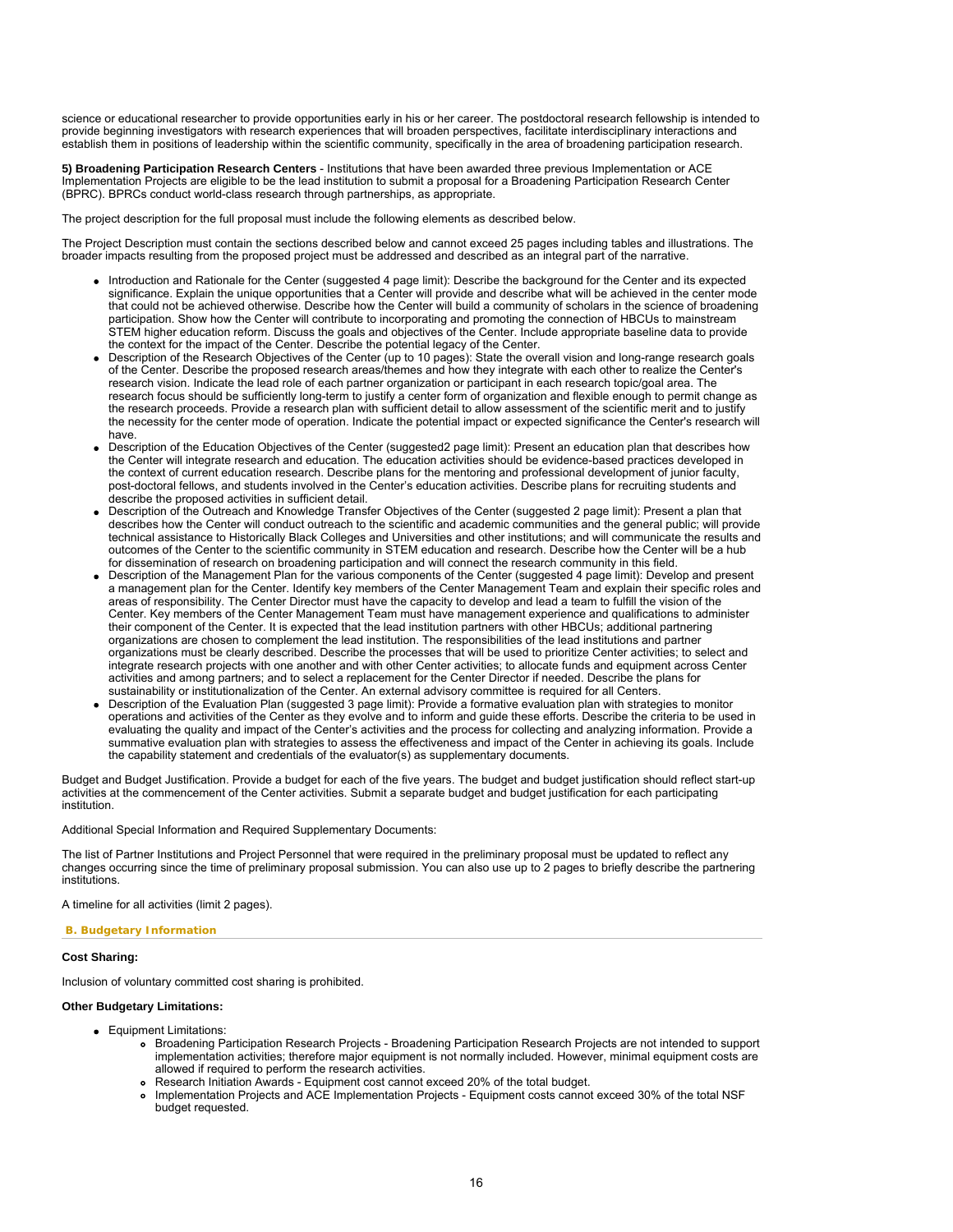science or educational researcher to provide opportunities early in his or her career. The postdoctoral research fellowship is intended to provide beginning investigators with research experiences that will broaden perspectives, facilitate interdisciplinary interactions and establish them in positions of leadership within the scientific community, specifically in the area of broadening participation research.

**5) Broadening Participation Research Centers** - Institutions that have been awarded three previous Implementation or ACE Implementation Projects are eligible to be the lead institution to submit a proposal for a Broadening Participation Research Center (BPRC). BPRCs conduct world-class research through partnerships, as appropriate.

The project description for the full proposal must include the following elements as described below.

The Project Description must contain the sections described below and cannot exceed 25 pages including tables and illustrations. The broader impacts resulting from the proposed project must be addressed and described as an integral part of the narrative.

- Introduction and Rationale for the Center (suggested 4 page limit): Describe the background for the Center and its expected significance. Explain the unique opportunities that a Center will provide and describe what will be achieved in the center mode that could not be achieved otherwise. Describe how the Center will build a community of scholars in the science of broadening participation. Show how the Center will contribute to incorporating and promoting the connection of HBCUs to mainstream STEM higher education reform. Discuss the goals and objectives of the Center. Include appropriate baseline data to provide the context for the impact of the Center. Describe the potential legacy of the Center.
- Description of the Research Objectives of the Center (up to 10 pages): State the overall vision and long-range research goals of the Center. Describe the proposed research areas/themes and how they integrate with each other to realize the Center's research vision. Indicate the lead role of each partner organization or participant in each research topic/goal area. The research focus should be sufficiently long-term to justify a center form of organization and flexible enough to permit change as the research proceeds. Provide a research plan with sufficient detail to allow assessment of the scientific merit and to justify the necessity for the center mode of operation. Indicate the potential impact or expected significance the Center's research will have.
- Description of the Education Objectives of the Center (suggested2 page limit): Present an education plan that describes how the Center will integrate research and education. The education activities should be evidence-based practices developed in the context of current education research. Describe plans for the mentoring and professional development of junior faculty, post-doctoral fellows, and students involved in the Center's education activities. Describe plans for recruiting students and describe the proposed activities in sufficient detail.
- Description of the Outreach and Knowledge Transfer Objectives of the Center (suggested 2 page limit): Present a plan that describes how the Center will conduct outreach to the scientific and academic communities and the general public; will provide technical assistance to Historically Black Colleges and Universities and other institutions; and will communicate the results and outcomes of the Center to the scientific community in STEM education and research. Describe how the Center will be a hub for dissemination of research on broadening participation and will connect the research community in this field.
- Description of the Management Plan for the various components of the Center (suggested 4 page limit): Develop and present a management plan for the Center. Identify key members of the Center Management Team and explain their specific roles and areas of responsibility. The Center Director must have the capacity to develop and lead a team to fulfill the vision of the Center. Key members of the Center Management Team must have management experience and qualifications to administer their component of the Center. It is expected that the lead institution partners with other HBCUs; additional partnering organizations are chosen to complement the lead institution. The responsibilities of the lead institutions and partner organizations must be clearly described. Describe the processes that will be used to prioritize Center activities; to select and integrate research projects with one another and with other Center activities; to allocate funds and equipment across Center activities and among partners; and to select a replacement for the Center Director if needed. Describe the plans for sustainability or institutionalization of the Center. An external advisory committee is required for all Centers.
- Description of the Evaluation Plan (suggested 3 page limit): Provide a formative evaluation plan with strategies to monitor operations and activities of the Center as they evolve and to inform and guide these efforts. Describe the criteria to be used in evaluating the quality and impact of the Center's activities and the process for collecting and analyzing information. Provide a summative evaluation plan with strategies to assess the effectiveness and impact of the Center in achieving its goals. Include the capability statement and credentials of the evaluator(s) as supplementary documents.

Budget and Budget Justification. Provide a budget for each of the five years. The budget and budget justification should reflect start-up activities at the commencement of the Center activities. Submit a separate budget and budget justification for each participating institution.

Additional Special Information and Required Supplementary Documents:

The list of Partner Institutions and Project Personnel that were required in the preliminary proposal must be updated to reflect any changes occurring since the time of preliminary proposal submission. You can also use up to 2 pages to briefly describe the partnering institutions.

A timeline for all activities (limit 2 pages).

### B. Budgetary Information

**Cost Sharing:**

Inclusion of voluntary committed cost sharing is prohibited.

**Other Budgetary Limitations:**

- Equipment Limitations:
  - Broadening Participation Research Projects - Broadening Participation Research Projects are not intended to support implementation activities; therefore major equipment is not normally included. However, minimal equipment costs are allowed if required to perform the research activities.
  - Research Initiation Awards - Equipment cost cannot exceed 20% of the total budget.
  - Implementation Projects and ACE Implementation Projects - Equipment costs cannot exceed 30% of the total NSF budget requested.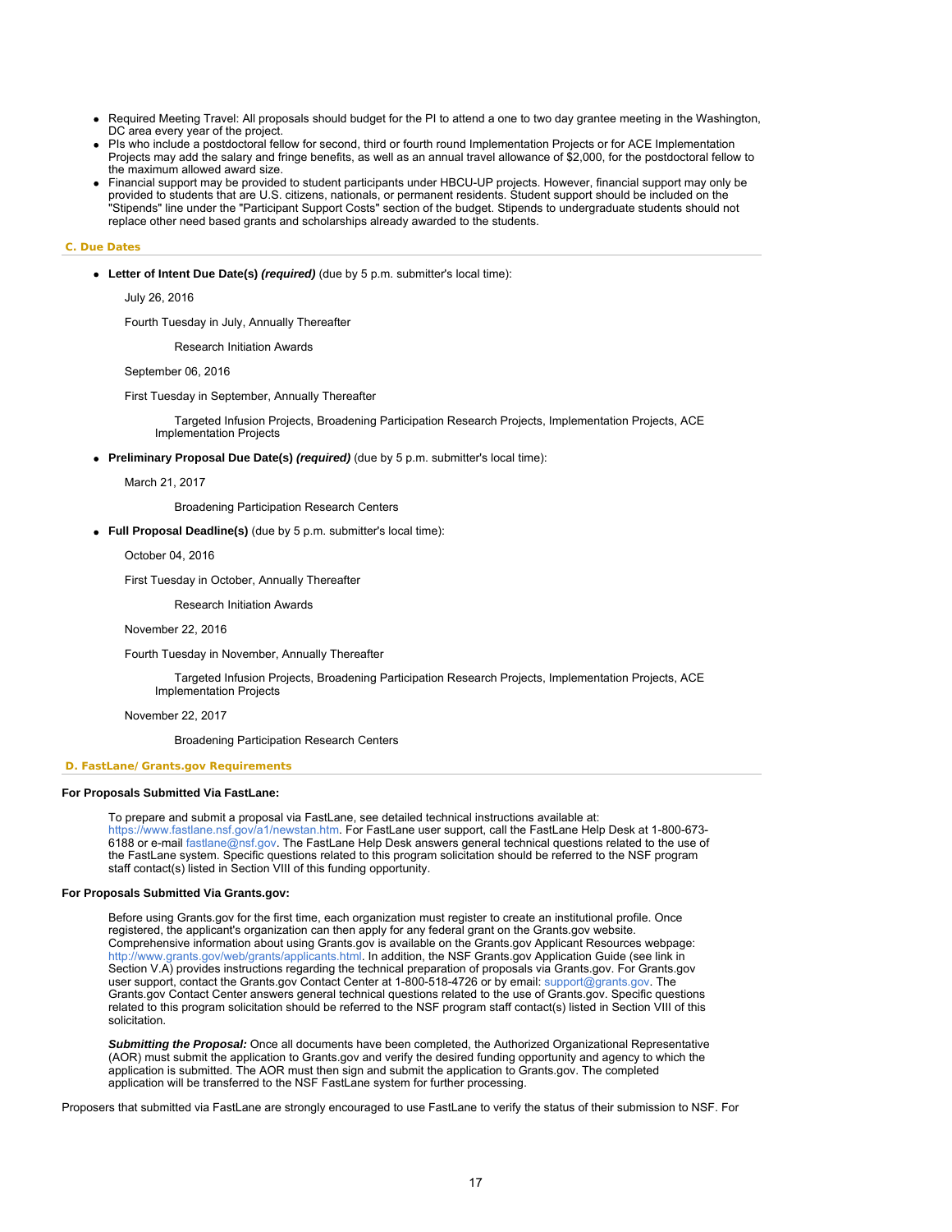- Required Meeting Travel: All proposals should budget for the PI to attend a one to two day grantee meeting in the Washington, DC area every year of the project.
- PIs who include a postdoctoral fellow for second, third or fourth round Implementation Projects or for ACE Implementation Projects may add the salary and fringe benefits, as well as an annual travel allowance of $2,000, for the postdoctoral fellow to the maximum allowed award size.
- Financial support may be provided to student participants under HBCU-UP projects. However, financial support may only be provided to students that are U.S. citizens, nationals, or permanent residents. Student support should be included on the "Stipends" line under the "Participant Support Costs" section of the budget. Stipends to undergraduate students should not replace other need based grants and scholarships already awarded to the students.

### C. Due Dates

- **Letter of Intent Due Date(s) *(required)*** (due by 5 p.m. submitter's local time):

  July 26, 2016

  Fourth Tuesday in July, Annually Thereafter

  Research Initiation Awards

  September 06, 2016

  First Tuesday in September, Annually Thereafter

  Targeted Infusion Projects, Broadening Participation Research Projects, Implementation Projects, ACE Implementation Projects

- **Preliminary Proposal Due Date(s) *(required)*** (due by 5 p.m. submitter's local time):

  March 21, 2017

  Broadening Participation Research Centers

- **Full Proposal Deadline(s)** (due by 5 p.m. submitter's local time):

  October 04, 2016

  First Tuesday in October, Annually Thereafter

  Research Initiation Awards

  November 22, 2016

  Fourth Tuesday in November, Annually Thereafter

  Targeted Infusion Projects, Broadening Participation Research Projects, Implementation Projects, ACE Implementation Projects

  November 22, 2017

  Broadening Participation Research Centers

### D. FastLane/ Grants.gov Requirements

**For Proposals Submitted Via FastLane:**

To prepare and submit a proposal via FastLane, see detailed technical instructions available at: https://www.fastlane.nsf.gov/a1/newstan.htm. For FastLane user support, call the FastLane Help Desk at 1-800-673-6188 or e-mail fastlane@nsf.gov. The FastLane Help Desk answers general technical questions related to the use of the FastLane system. Specific questions related to this program solicitation should be referred to the NSF program staff contact(s) listed in Section VIII of this funding opportunity.

**For Proposals Submitted Via Grants.gov:**

Before using Grants.gov for the first time, each organization must register to create an institutional profile. Once registered, the applicant's organization can then apply for any federal grant on the Grants.gov website. Comprehensive information about using Grants.gov is available on the Grants.gov Applicant Resources webpage: http://www.grants.gov/web/grants/applicants.html. In addition, the NSF Grants.gov Application Guide (see link in Section V.A) provides instructions regarding the technical preparation of proposals via Grants.gov. For Grants.gov user support, contact the Grants.gov Contact Center at 1-800-518-4726 or by email: support@grants.gov. The Grants.gov Contact Center answers general technical questions related to the use of Grants.gov. Specific questions related to this program solicitation should be referred to the NSF program staff contact(s) listed in Section VIII of this solicitation.

***Submitting the Proposal:*** Once all documents have been completed, the Authorized Organizational Representative (AOR) must submit the application to Grants.gov and verify the desired funding opportunity and agency to which the application is submitted. The AOR must then sign and submit the application to Grants.gov. The completed application will be transferred to the NSF FastLane system for further processing.

Proposers that submitted via FastLane are strongly encouraged to use FastLane to verify the status of their submission to NSF. For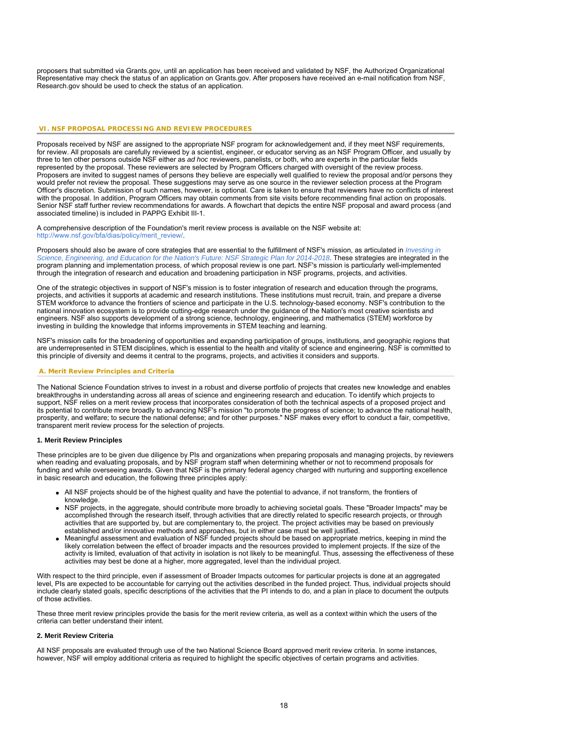proposers that submitted via Grants.gov, until an application has been received and validated by NSF, the Authorized Organizational Representative may check the status of an application on Grants.gov. After proposers have received an e-mail notification from NSF, Research.gov should be used to check the status of an application.

## VI. NSF PROPOSAL PROCESSING AND REVIEW PROCEDURES

Proposals received by NSF are assigned to the appropriate NSF program for acknowledgement and, if they meet NSF requirements, for review. All proposals are carefully reviewed by a scientist, engineer, or educator serving as an NSF Program Officer, and usually by three to ten other persons outside NSF either as *ad hoc* reviewers, panelists, or both, who are experts in the particular fields represented by the proposal. These reviewers are selected by Program Officers charged with oversight of the review process. Proposers are invited to suggest names of persons they believe are especially well qualified to review the proposal and/or persons they would prefer not review the proposal. These suggestions may serve as one source in the reviewer selection process at the Program Officer's discretion. Submission of such names, however, is optional. Care is taken to ensure that reviewers have no conflicts of interest with the proposal. In addition, Program Officers may obtain comments from site visits before recommending final action on proposals. Senior NSF staff further review recommendations for awards. A flowchart that depicts the entire NSF proposal and award process (and associated timeline) is included in PAPPG Exhibit III-1.

A comprehensive description of the Foundation's merit review process is available on the NSF website at: http://www.nsf.gov/bfa/dias/policy/merit_review/.

Proposers should also be aware of core strategies that are essential to the fulfillment of NSF's mission, as articulated in *Investing in Science, Engineering, and Education for the Nation's Future: NSF Strategic Plan for 2014-2018*. These strategies are integrated in the program planning and implementation process, of which proposal review is one part. NSF's mission is particularly well-implemented through the integration of research and education and broadening participation in NSF programs, projects, and activities.

One of the strategic objectives in support of NSF's mission is to foster integration of research and education through the programs, projects, and activities it supports at academic and research institutions. These institutions must recruit, train, and prepare a diverse STEM workforce to advance the frontiers of science and participate in the U.S. technology-based economy. NSF's contribution to the national innovation ecosystem is to provide cutting-edge research under the guidance of the Nation's most creative scientists and engineers. NSF also supports development of a strong science, technology, engineering, and mathematics (STEM) workforce by investing in building the knowledge that informs improvements in STEM teaching and learning.

NSF's mission calls for the broadening of opportunities and expanding participation of groups, institutions, and geographic regions that are underrepresented in STEM disciplines, which is essential to the health and vitality of science and engineering. NSF is committed to this principle of diversity and deems it central to the programs, projects, and activities it considers and supports.

### A. Merit Review Principles and Criteria

The National Science Foundation strives to invest in a robust and diverse portfolio of projects that creates new knowledge and enables breakthroughs in understanding across all areas of science and engineering research and education. To identify which projects to support, NSF relies on a merit review process that incorporates consideration of both the technical aspects of a proposed project and its potential to contribute more broadly to advancing NSF's mission "to promote the progress of science; to advance the national health, prosperity, and welfare; to secure the national defense; and for other purposes." NSF makes every effort to conduct a fair, competitive, transparent merit review process for the selection of projects.

#### 1. Merit Review Principles

These principles are to be given due diligence by PIs and organizations when preparing proposals and managing projects, by reviewers when reading and evaluating proposals, and by NSF program staff when determining whether or not to recommend proposals for funding and while overseeing awards. Given that NSF is the primary federal agency charged with nurturing and supporting excellence in basic research and education, the following three principles apply:

- All NSF projects should be of the highest quality and have the potential to advance, if not transform, the frontiers of knowledge.
- NSF projects, in the aggregate, should contribute more broadly to achieving societal goals. These "Broader Impacts" may be accomplished through the research itself, through activities that are directly related to specific research projects, or through activities that are supported by, but are complementary to, the project. The project activities may be based on previously established and/or innovative methods and approaches, but in either case must be well justified.
- Meaningful assessment and evaluation of NSF funded projects should be based on appropriate metrics, keeping in mind the likely correlation between the effect of broader impacts and the resources provided to implement projects. If the size of the activity is limited, evaluation of that activity in isolation is not likely to be meaningful. Thus, assessing the effectiveness of these activities may best be done at a higher, more aggregated, level than the individual project.

With respect to the third principle, even if assessment of Broader Impacts outcomes for particular projects is done at an aggregated level, PIs are expected to be accountable for carrying out the activities described in the funded project. Thus, individual projects should include clearly stated goals, specific descriptions of the activities that the PI intends to do, and a plan in place to document the outputs of those activities.

These three merit review principles provide the basis for the merit review criteria, as well as a context within which the users of the criteria can better understand their intent.

#### 2. Merit Review Criteria

All NSF proposals are evaluated through use of the two National Science Board approved merit review criteria. In some instances, however, NSF will employ additional criteria as required to highlight the specific objectives of certain programs and activities.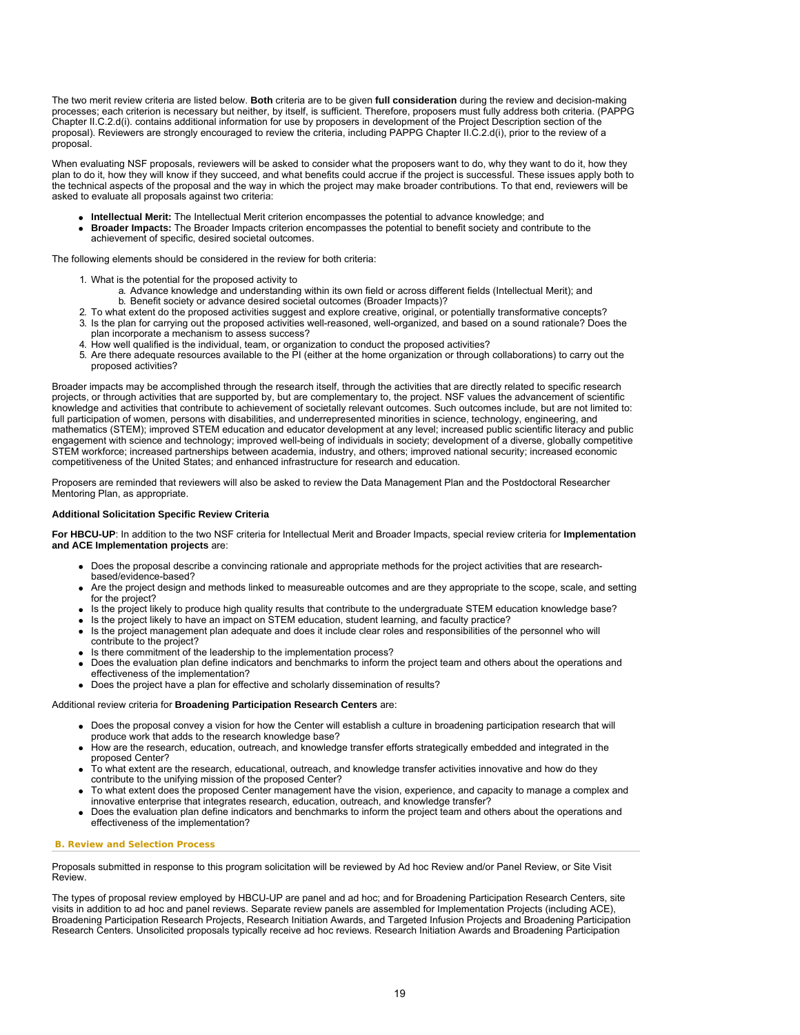The two merit review criteria are listed below. **Both** criteria are to be given **full consideration** during the review and decision-making processes; each criterion is necessary but neither, by itself, is sufficient. Therefore, proposers must fully address both criteria. (PAPPG Chapter II.C.2.d(i). contains additional information for use by proposers in development of the Project Description section of the proposal). Reviewers are strongly encouraged to review the criteria, including PAPPG Chapter II.C.2.d(i), prior to the review of a proposal.

When evaluating NSF proposals, reviewers will be asked to consider what the proposers want to do, why they want to do it, how they plan to do it, how they will know if they succeed, and what benefits could accrue if the project is successful. These issues apply both to the technical aspects of the proposal and the way in which the project may make broader contributions. To that end, reviewers will be asked to evaluate all proposals against two criteria:

- **Intellectual Merit:** The Intellectual Merit criterion encompasses the potential to advance knowledge; and
- **Broader Impacts:** The Broader Impacts criterion encompasses the potential to benefit society and contribute to the achievement of specific, desired societal outcomes.

The following elements should be considered in the review for both criteria:

1. What is the potential for the proposed activity to
   a. Advance knowledge and understanding within its own field or across different fields (Intellectual Merit); and
   b. Benefit society or advance desired societal outcomes (Broader Impacts)?
2. To what extent do the proposed activities suggest and explore creative, original, or potentially transformative concepts?
3. Is the plan for carrying out the proposed activities well-reasoned, well-organized, and based on a sound rationale? Does the plan incorporate a mechanism to assess success?
4. How well qualified is the individual, team, or organization to conduct the proposed activities?
5. Are there adequate resources available to the PI (either at the home organization or through collaborations) to carry out the proposed activities?

Broader impacts may be accomplished through the research itself, through the activities that are directly related to specific research projects, or through activities that are supported by, but are complementary to, the project. NSF values the advancement of scientific knowledge and activities that contribute to achievement of societally relevant outcomes. Such outcomes include, but are not limited to: full participation of women, persons with disabilities, and underrepresented minorities in science, technology, engineering, and mathematics (STEM); improved STEM education and educator development at any level; increased public scientific literacy and public engagement with science and technology; improved well-being of individuals in society; development of a diverse, globally competitive STEM workforce; increased partnerships between academia, industry, and others; improved national security; increased economic competitiveness of the United States; and enhanced infrastructure for research and education.

Proposers are reminded that reviewers will also be asked to review the Data Management Plan and the Postdoctoral Researcher Mentoring Plan, as appropriate.

**Additional Solicitation Specific Review Criteria**

**For HBCU-UP**: In addition to the two NSF criteria for Intellectual Merit and Broader Impacts, special review criteria for **Implementation and ACE Implementation projects** are:

- Does the proposal describe a convincing rationale and appropriate methods for the project activities that are research-based/evidence-based?
- Are the project design and methods linked to measureable outcomes and are they appropriate to the scope, scale, and setting for the project?
- Is the project likely to produce high quality results that contribute to the undergraduate STEM education knowledge base?
- Is the project likely to have an impact on STEM education, student learning, and faculty practice?
- Is the project management plan adequate and does it include clear roles and responsibilities of the personnel who will contribute to the project?
- Is there commitment of the leadership to the implementation process?
- Does the evaluation plan define indicators and benchmarks to inform the project team and others about the operations and effectiveness of the implementation?
- Does the project have a plan for effective and scholarly dissemination of results?

Additional review criteria for **Broadening Participation Research Centers** are:

- Does the proposal convey a vision for how the Center will establish a culture in broadening participation research that will produce work that adds to the research knowledge base?
- How are the research, education, outreach, and knowledge transfer efforts strategically embedded and integrated in the proposed Center?
- To what extent are the research, educational, outreach, and knowledge transfer activities innovative and how do they contribute to the unifying mission of the proposed Center?
- To what extent does the proposed Center management have the vision, experience, and capacity to manage a complex and innovative enterprise that integrates research, education, outreach, and knowledge transfer?
- Does the evaluation plan define indicators and benchmarks to inform the project team and others about the operations and effectiveness of the implementation?

### B. Review and Selection Process

Proposals submitted in response to this program solicitation will be reviewed by Ad hoc Review and/or Panel Review, or Site Visit Review.

The types of proposal review employed by HBCU-UP are panel and ad hoc; and for Broadening Participation Research Centers, site visits in addition to ad hoc and panel reviews. Separate review panels are assembled for Implementation Projects (including ACE), Broadening Participation Research Projects, Research Initiation Awards, and Targeted Infusion Projects and Broadening Participation Research Centers. Unsolicited proposals typically receive ad hoc reviews. Research Initiation Awards and Broadening Participation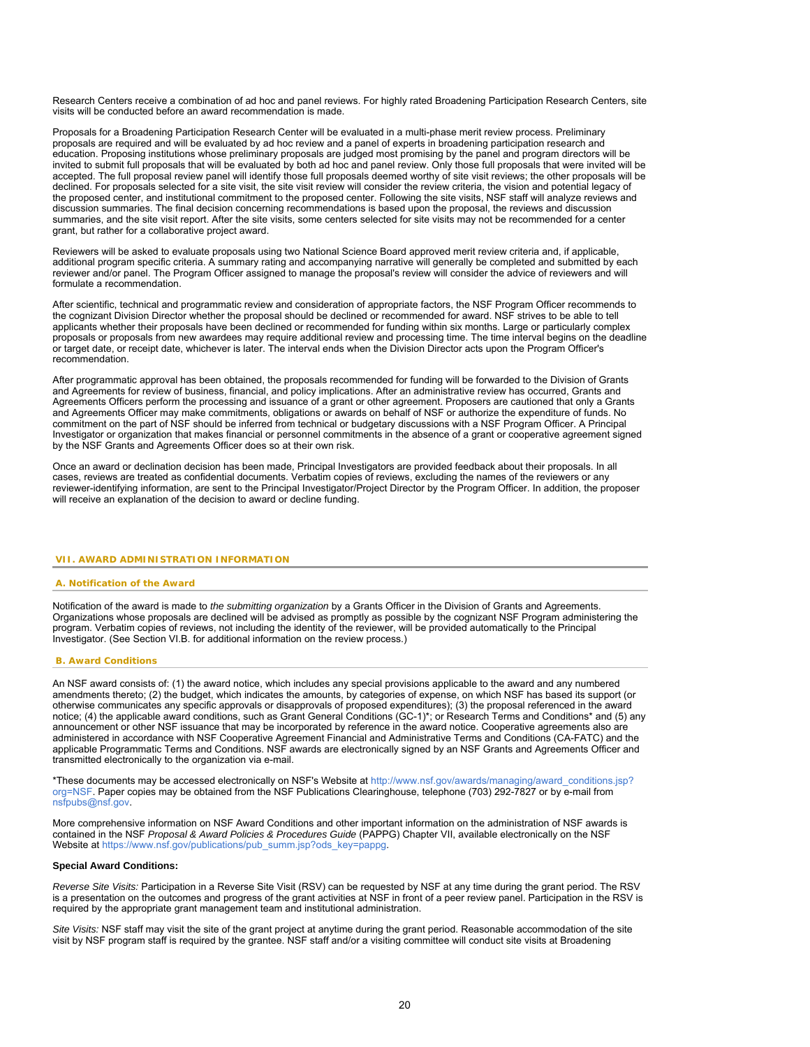Research Centers receive a combination of ad hoc and panel reviews. For highly rated Broadening Participation Research Centers, site visits will be conducted before an award recommendation is made.

Proposals for a Broadening Participation Research Center will be evaluated in a multi-phase merit review process. Preliminary proposals are required and will be evaluated by ad hoc review and a panel of experts in broadening participation research and education. Proposing institutions whose preliminary proposals are judged most promising by the panel and program directors will be invited to submit full proposals that will be evaluated by both ad hoc and panel review. Only those full proposals that were invited will be accepted. The full proposal review panel will identify those full proposals deemed worthy of site visit reviews; the other proposals will be declined. For proposals selected for a site visit, the site visit review will consider the review criteria, the vision and potential legacy of the proposed center, and institutional commitment to the proposed center. Following the site visits, NSF staff will analyze reviews and discussion summaries. The final decision concerning recommendations is based upon the proposal, the reviews and discussion summaries, and the site visit report. After the site visits, some centers selected for site visits may not be recommended for a center grant, but rather for a collaborative project award.

Reviewers will be asked to evaluate proposals using two National Science Board approved merit review criteria and, if applicable, additional program specific criteria. A summary rating and accompanying narrative will generally be completed and submitted by each reviewer and/or panel. The Program Officer assigned to manage the proposal's review will consider the advice of reviewers and will formulate a recommendation.

After scientific, technical and programmatic review and consideration of appropriate factors, the NSF Program Officer recommends to the cognizant Division Director whether the proposal should be declined or recommended for award. NSF strives to be able to tell applicants whether their proposals have been declined or recommended for funding within six months. Large or particularly complex proposals or proposals from new awardees may require additional review and processing time. The time interval begins on the deadline or target date, or receipt date, whichever is later. The interval ends when the Division Director acts upon the Program Officer's recommendation.

After programmatic approval has been obtained, the proposals recommended for funding will be forwarded to the Division of Grants and Agreements for review of business, financial, and policy implications. After an administrative review has occurred, Grants and Agreements Officers perform the processing and issuance of a grant or other agreement. Proposers are cautioned that only a Grants and Agreements Officer may make commitments, obligations or awards on behalf of NSF or authorize the expenditure of funds. No commitment on the part of NSF should be inferred from technical or budgetary discussions with a NSF Program Officer. A Principal Investigator or organization that makes financial or personnel commitments in the absence of a grant or cooperative agreement signed by the NSF Grants and Agreements Officer does so at their own risk.

Once an award or declination decision has been made, Principal Investigators are provided feedback about their proposals. In all cases, reviews are treated as confidential documents. Verbatim copies of reviews, excluding the names of the reviewers or any reviewer-identifying information, are sent to the Principal Investigator/Project Director by the Program Officer. In addition, the proposer will receive an explanation of the decision to award or decline funding.

## VII. AWARD ADMINISTRATION INFORMATION

### A. Notification of the Award

Notification of the award is made to *the submitting organization* by a Grants Officer in the Division of Grants and Agreements. Organizations whose proposals are declined will be advised as promptly as possible by the cognizant NSF Program administering the program. Verbatim copies of reviews, not including the identity of the reviewer, will be provided automatically to the Principal Investigator. (See Section VI.B. for additional information on the review process.)

### B. Award Conditions

An NSF award consists of: (1) the award notice, which includes any special provisions applicable to the award and any numbered amendments thereto; (2) the budget, which indicates the amounts, by categories of expense, on which NSF has based its support (or otherwise communicates any specific approvals or disapprovals of proposed expenditures); (3) the proposal referenced in the award notice; (4) the applicable award conditions, such as Grant General Conditions (GC-1)*; or Research Terms and Conditions* and (5) any announcement or other NSF issuance that may be incorporated by reference in the award notice. Cooperative agreements also are administered in accordance with NSF Cooperative Agreement Financial and Administrative Terms and Conditions (CA-FATC) and the applicable Programmatic Terms and Conditions. NSF awards are electronically signed by an NSF Grants and Agreements Officer and transmitted electronically to the organization via e-mail.

*These documents may be accessed electronically on NSF's Website at http://www.nsf.gov/awards/managing/award_conditions.jsp?org=NSF. Paper copies may be obtained from the NSF Publications Clearinghouse, telephone (703) 292-7827 or by e-mail from nsfpubs@nsf.gov.

More comprehensive information on NSF Award Conditions and other important information on the administration of NSF awards is contained in the NSF *Proposal & Award Policies & Procedures Guide* (PAPPG) Chapter VII, available electronically on the NSF Website at https://www.nsf.gov/publications/pub_summ.jsp?ods_key=pappg.

**Special Award Conditions:**

*Reverse Site Visits:* Participation in a Reverse Site Visit (RSV) can be requested by NSF at any time during the grant period. The RSV is a presentation on the outcomes and progress of the grant activities at NSF in front of a peer review panel. Participation in the RSV is required by the appropriate grant management team and institutional administration.

*Site Visits:* NSF staff may visit the site of the grant project at anytime during the grant period. Reasonable accommodation of the site visit by NSF program staff is required by the grantee. NSF staff and/or a visiting committee will conduct site visits at Broadening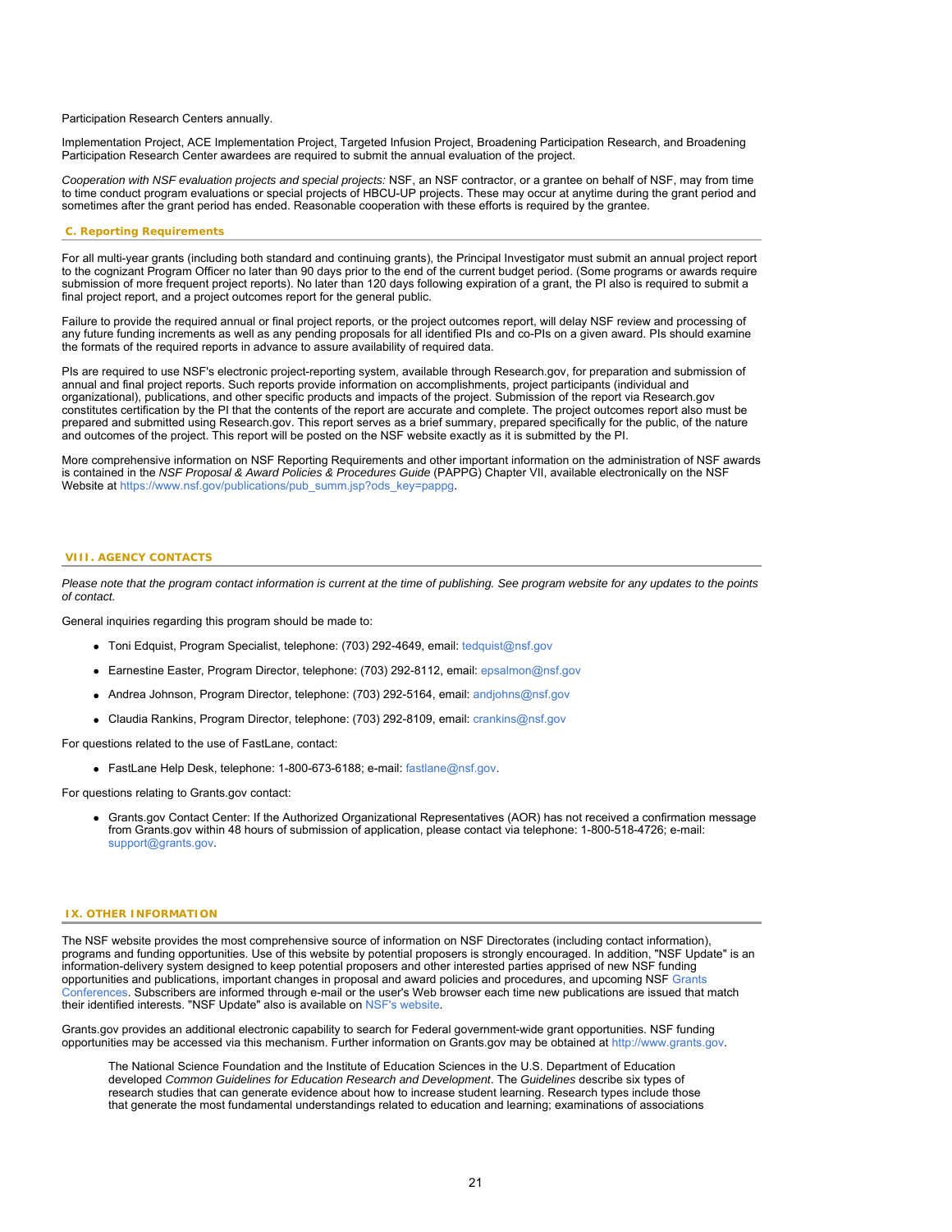Participation Research Centers annually.

Implementation Project, ACE Implementation Project, Targeted Infusion Project, Broadening Participation Research, and Broadening Participation Research Center awardees are required to submit the annual evaluation of the project.

*Cooperation with NSF evaluation projects and special projects:* NSF, an NSF contractor, or a grantee on behalf of NSF, may from time to time conduct program evaluations or special projects of HBCU-UP projects. These may occur at anytime during the grant period and sometimes after the grant period has ended. Reasonable cooperation with these efforts is required by the grantee.

### C. Reporting Requirements

For all multi-year grants (including both standard and continuing grants), the Principal Investigator must submit an annual project report to the cognizant Program Officer no later than 90 days prior to the end of the current budget period. (Some programs or awards require submission of more frequent project reports). No later than 120 days following expiration of a grant, the PI also is required to submit a final project report, and a project outcomes report for the general public.

Failure to provide the required annual or final project reports, or the project outcomes report, will delay NSF review and processing of any future funding increments as well as any pending proposals for all identified PIs and co-PIs on a given award. PIs should examine the formats of the required reports in advance to assure availability of required data.

PIs are required to use NSF's electronic project-reporting system, available through Research.gov, for preparation and submission of annual and final project reports. Such reports provide information on accomplishments, project participants (individual and organizational), publications, and other specific products and impacts of the project. Submission of the report via Research.gov constitutes certification by the PI that the contents of the report are accurate and complete. The project outcomes report also must be prepared and submitted using Research.gov. This report serves as a brief summary, prepared specifically for the public, of the nature and outcomes of the project. This report will be posted on the NSF website exactly as it is submitted by the PI.

More comprehensive information on NSF Reporting Requirements and other important information on the administration of NSF awards is contained in the *NSF Proposal & Award Policies & Procedures Guide* (PAPPG) Chapter VII, available electronically on the NSF Website at https://www.nsf.gov/publications/pub_summ.jsp?ods_key=pappg.

## VIII. AGENCY CONTACTS

*Please note that the program contact information is current at the time of publishing. See program website for any updates to the points of contact.*

General inquiries regarding this program should be made to:

- Toni Edquist, Program Specialist, telephone: (703) 292-4649, email: tedquist@nsf.gov
- Earnestine Easter, Program Director, telephone: (703) 292-8112, email: epsalmon@nsf.gov
- Andrea Johnson, Program Director, telephone: (703) 292-5164, email: andjohns@nsf.gov
- Claudia Rankins, Program Director, telephone: (703) 292-8109, email: crankins@nsf.gov

For questions related to the use of FastLane, contact:

- FastLane Help Desk, telephone: 1-800-673-6188; e-mail: fastlane@nsf.gov.

For questions relating to Grants.gov contact:

- Grants.gov Contact Center: If the Authorized Organizational Representatives (AOR) has not received a confirmation message from Grants.gov within 48 hours of submission of application, please contact via telephone: 1-800-518-4726; e-mail: support@grants.gov.

## IX. OTHER INFORMATION

The NSF website provides the most comprehensive source of information on NSF Directorates (including contact information), programs and funding opportunities. Use of this website by potential proposers is strongly encouraged. In addition, "NSF Update" is an information-delivery system designed to keep potential proposers and other interested parties apprised of new NSF funding opportunities and publications, important changes in proposal and award policies and procedures, and upcoming NSF Grants Conferences. Subscribers are informed through e-mail or the user's Web browser each time new publications are issued that match their identified interests. "NSF Update" also is available on NSF's website.

Grants.gov provides an additional electronic capability to search for Federal government-wide grant opportunities. NSF funding opportunities may be accessed via this mechanism. Further information on Grants.gov may be obtained at http://www.grants.gov.

> The National Science Foundation and the Institute of Education Sciences in the U.S. Department of Education developed *Common Guidelines for Education Research and Development*. The *Guidelines* describe six types of research studies that can generate evidence about how to increase student learning. Research types include those that generate the most fundamental understandings related to education and learning; examinations of associations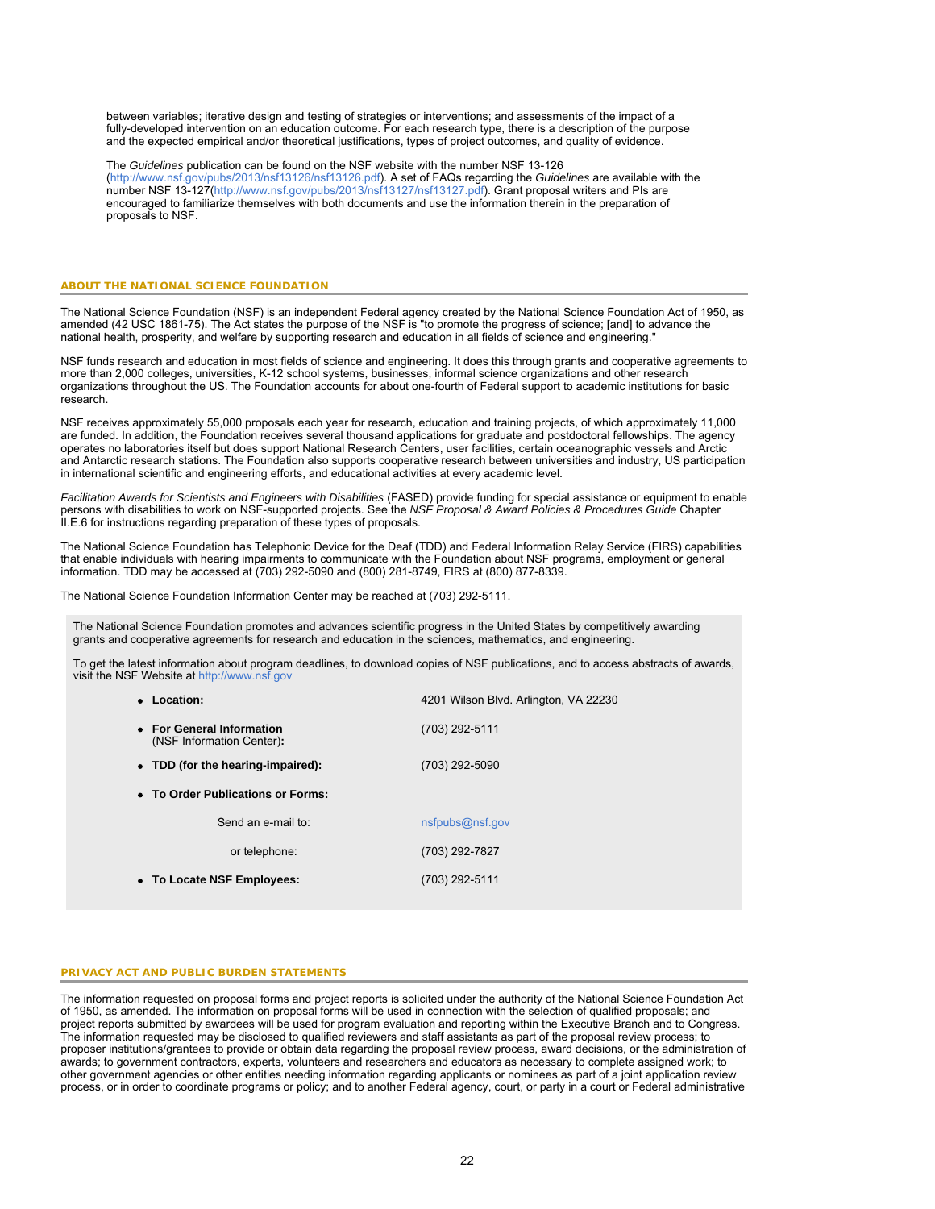between variables; iterative design and testing of strategies or interventions; and assessments of the impact of a fully-developed intervention on an education outcome. For each research type, there is a description of the purpose and the expected empirical and/or theoretical justifications, types of project outcomes, and quality of evidence.

The *Guidelines* publication can be found on the NSF website with the number NSF 13-126 (http://www.nsf.gov/pubs/2013/nsf13126/nsf13126.pdf). A set of FAQs regarding the *Guidelines* are available with the number NSF 13-127(http://www.nsf.gov/pubs/2013/nsf13127/nsf13127.pdf). Grant proposal writers and PIs are encouraged to familiarize themselves with both documents and use the information therein in the preparation of proposals to NSF.

## ABOUT THE NATIONAL SCIENCE FOUNDATION

The National Science Foundation (NSF) is an independent Federal agency created by the National Science Foundation Act of 1950, as amended (42 USC 1861-75). The Act states the purpose of the NSF is "to promote the progress of science; [and] to advance the national health, prosperity, and welfare by supporting research and education in all fields of science and engineering."

NSF funds research and education in most fields of science and engineering. It does this through grants and cooperative agreements to more than 2,000 colleges, universities, K-12 school systems, businesses, informal science organizations and other research organizations throughout the US. The Foundation accounts for about one-fourth of Federal support to academic institutions for basic research.

NSF receives approximately 55,000 proposals each year for research, education and training projects, of which approximately 11,000 are funded. In addition, the Foundation receives several thousand applications for graduate and postdoctoral fellowships. The agency operates no laboratories itself but does support National Research Centers, user facilities, certain oceanographic vessels and Arctic and Antarctic research stations. The Foundation also supports cooperative research between universities and industry, US participation in international scientific and engineering efforts, and educational activities at every academic level.

*Facilitation Awards for Scientists and Engineers with Disabilities* (FASED) provide funding for special assistance or equipment to enable persons with disabilities to work on NSF-supported projects. See the *NSF Proposal & Award Policies & Procedures Guide* Chapter II.E.6 for instructions regarding preparation of these types of proposals.

The National Science Foundation has Telephonic Device for the Deaf (TDD) and Federal Information Relay Service (FIRS) capabilities that enable individuals with hearing impairments to communicate with the Foundation about NSF programs, employment or general information. TDD may be accessed at (703) 292-5090 and (800) 281-8749, FIRS at (800) 877-8339.

The National Science Foundation Information Center may be reached at (703) 292-5111.

The National Science Foundation promotes and advances scientific progress in the United States by competitively awarding grants and cooperative agreements for research and education in the sciences, mathematics, and engineering.

To get the latest information about program deadlines, to download copies of NSF publications, and to access abstracts of awards, visit the NSF Website at http://www.nsf.gov

- **Location:** 4201 Wilson Blvd. Arlington, VA 22230
- **For General Information** (NSF Information Center)**:** (703) 292-5111
- **TDD (for the hearing-impaired):** (703) 292-5090
- **To Order Publications or Forms:**
  - Send an e-mail to: nsfpubs@nsf.gov
  - or telephone: (703) 292-7827
- **To Locate NSF Employees:** (703) 292-5111

## PRIVACY ACT AND PUBLIC BURDEN STATEMENTS

The information requested on proposal forms and project reports is solicited under the authority of the National Science Foundation Act of 1950, as amended. The information on proposal forms will be used in connection with the selection of qualified proposals; and project reports submitted by awardees will be used for program evaluation and reporting within the Executive Branch and to Congress. The information requested may be disclosed to qualified reviewers and staff assistants as part of the proposal review process; to proposer institutions/grantees to provide or obtain data regarding the proposal review process, award decisions, or the administration of awards; to government contractors, experts, volunteers and researchers and educators as necessary to complete assigned work; to other government agencies or other entities needing information regarding applicants or nominees as part of a joint application review process, or in order to coordinate programs or policy; and to another Federal agency, court, or party in a court or Federal administrative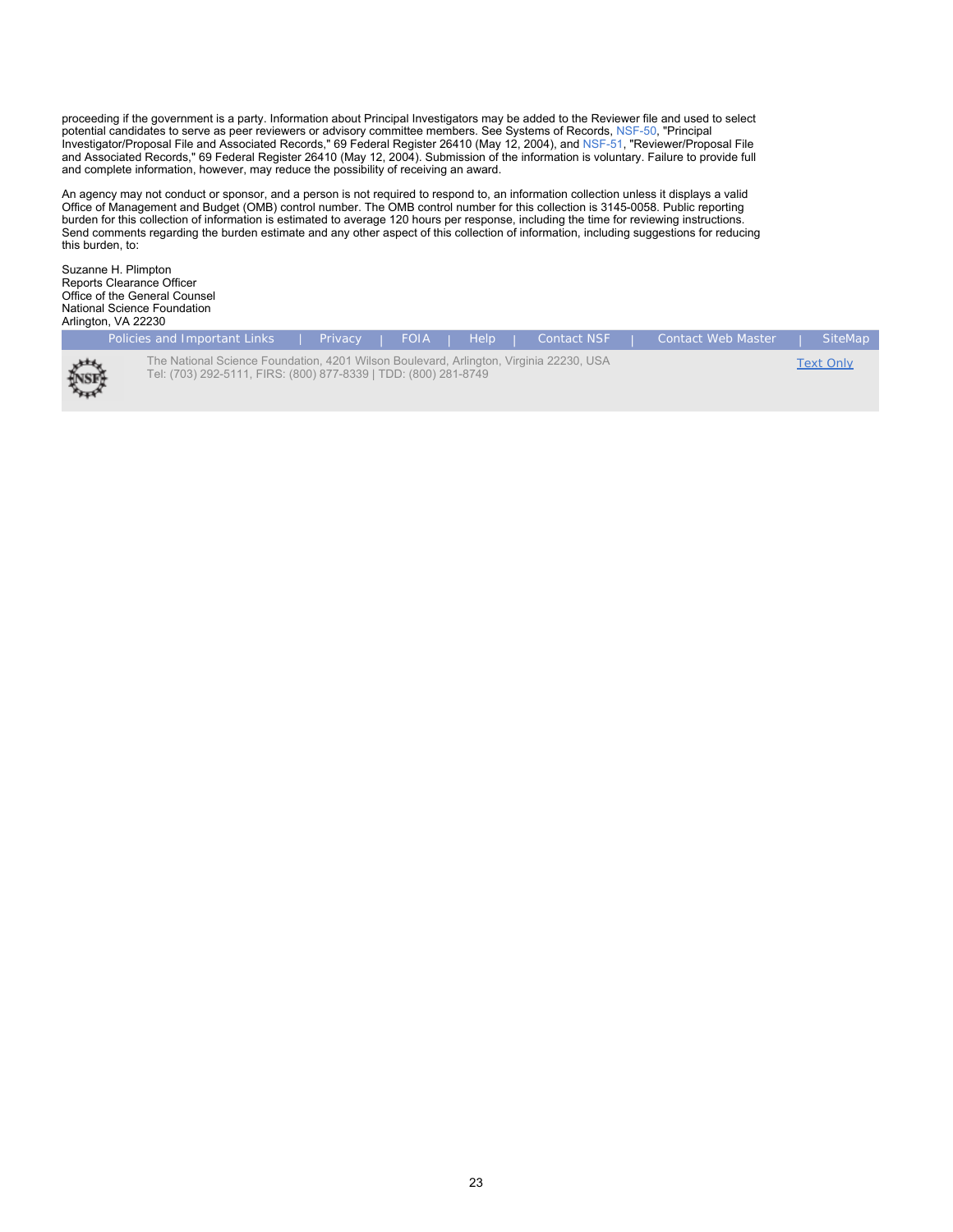proceeding if the government is a party. Information about Principal Investigators may be added to the Reviewer file and used to select potential candidates to serve as peer reviewers or advisory committee members. See Systems of Records, NSF-50, "Principal Investigator/Proposal File and Associated Records," 69 Federal Register 26410 (May 12, 2004), and NSF-51, "Reviewer/Proposal File and Associated Records," 69 Federal Register 26410 (May 12, 2004). Submission of the information is voluntary. Failure to provide full and complete information, however, may reduce the possibility of receiving an award.

An agency may not conduct or sponsor, and a person is not required to respond to, an information collection unless it displays a valid Office of Management and Budget (OMB) control number. The OMB control number for this collection is 3145-0058. Public reporting burden for this collection of information is estimated to average 120 hours per response, including the time for reviewing instructions. Send comments regarding the burden estimate and any other aspect of this collection of information, including suggestions for reducing this burden, to:

Suzanne H. Plimpton
Reports Clearance Officer
Office of the General Counsel
National Science Foundation
Arlington, VA 22230

Policies and Important Links | Privacy | FOIA | Help | Contact NSF | Contact Web Master | SiteMap

The National Science Foundation, 4201 Wilson Boulevard, Arlington, Virginia 22230, USA
Tel: (703) 292-5111, FIRS: (800) 877-8339 | TDD: (800) 281-8749

Text Only